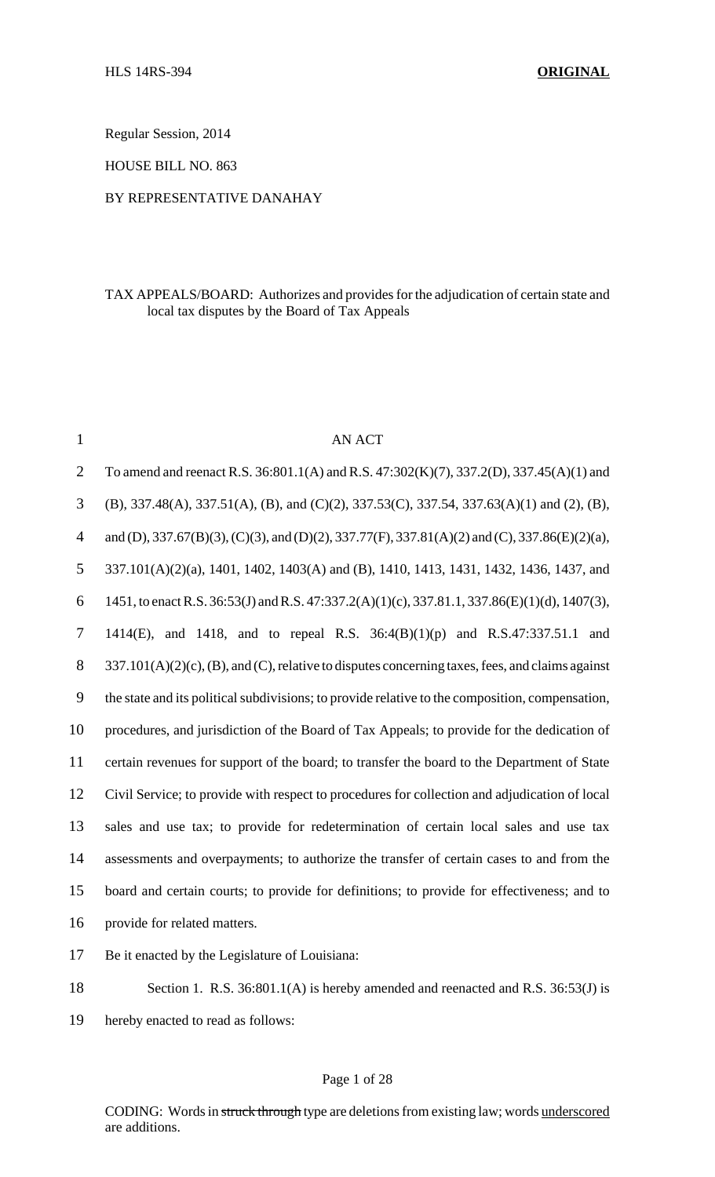HLS 14RS-394 **ORIGINAL**

Regular Session, 2014

HOUSE BILL NO. 863

BY REPRESENTATIVE DANAHAY

TAX APPEALS/BOARD: Authorizes and provides for the adjudication of certain state and local tax disputes by the Board of Tax Appeals

AN ACT

To amend and reenact R.S. 36:801.1(A) and R.S. 47:302(K)(7), 337.2(D), 337.45(A)(1) and (B), 337.48(A), 337.51(A), (B), and (C)(2), 337.53(C), 337.54, 337.63(A)(1) and (2), (B), and (D), 337.67(B)(3), (C)(3), and (D)(2), 337.77(F), 337.81(A)(2) and (C), 337.86(E)(2)(a), 337.101(A)(2)(a), 1401, 1402, 1403(A) and (B), 1410, 1413, 1431, 1432, 1436, 1437, and 1451, to enact R.S. 36:53(J) and R.S. 47:337.2(A)(1)(c), 337.81.1, 337.86(E)(1)(d), 1407(3), 1414(E), and 1418, and to repeal R.S. 36:4(B)(1)(p) and R.S.47:337.51.1 and 337.101(A)(2)(c), (B), and (C), relative to disputes concerning taxes, fees, and claims against the state and its political subdivisions; to provide relative to the composition, compensation, procedures, and jurisdiction of the Board of Tax Appeals; to provide for the dedication of certain revenues for support of the board; to transfer the board to the Department of State Civil Service; to provide with respect to procedures for collection and adjudication of local sales and use tax; to provide for redetermination of certain local sales and use tax assessments and overpayments; to authorize the transfer of certain cases to and from the board and certain courts; to provide for definitions; to provide for effectiveness; and to provide for related matters.

Be it enacted by the Legislature of Louisiana:

Section 1. R.S. 36:801.1(A) is hereby amended and reenacted and R.S. 36:53(J) is hereby enacted to read as follows:

CODING: Words in ~~struck through~~ type are deletions from existing law; words <u>underscored</u> are additions.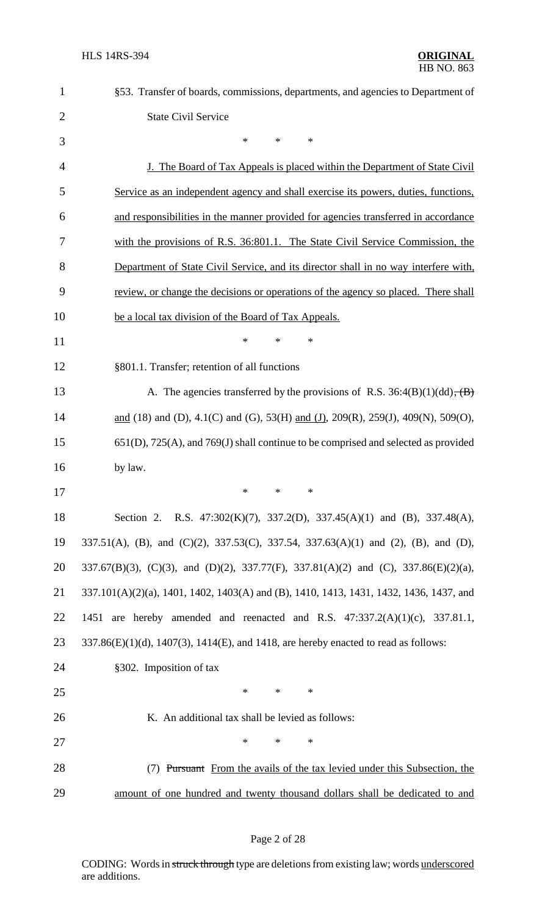§53. Transfer of boards, commissions, departments, and agencies to Department of State Civil Service

\* \* \*

J. The Board of Tax Appeals is placed within the Department of State Civil Service as an independent agency and shall exercise its powers, duties, functions, and responsibilities in the manner provided for agencies transferred in accordance with the provisions of R.S. 36:801.1. The State Civil Service Commission, the Department of State Civil Service, and its director shall in no way interfere with, review, or change the decisions or operations of the agency so placed. There shall be a local tax division of the Board of Tax Appeals.

\* \* \*

§801.1. Transfer; retention of all functions

A. The agencies transferred by the provisions of R.S. 36:4(B)(1)(dd), ~~(B)~~ and (18) and (D), 4.1(C) and (G), 53(H) and (J), 209(R), 259(J), 409(N), 509(O), 651(D), 725(A), and 769(J) shall continue to be comprised and selected as provided by law.

\* \* \*

Section 2. R.S. 47:302(K)(7), 337.2(D), 337.45(A)(1) and (B), 337.48(A), 337.51(A), (B), and (C)(2), 337.53(C), 337.54, 337.63(A)(1) and (2), (B), and (D), 337.67(B)(3), (C)(3), and (D)(2), 337.77(F), 337.81(A)(2) and (C), 337.86(E)(2)(a), 337.101(A)(2)(a), 1401, 1402, 1403(A) and (B), 1410, 1413, 1431, 1432, 1436, 1437, and 1451 are hereby amended and reenacted and R.S. 47:337.2(A)(1)(c), 337.81.1, 337.86(E)(1)(d), 1407(3), 1414(E), and 1418, are hereby enacted to read as follows:

§302. Imposition of tax

\* \* \*

K. An additional tax shall be levied as follows:

\* \* \*

(7) ~~Pursuant~~ From the avails of the tax levied under this Subsection, the amount of one hundred and twenty thousand dollars shall be dedicated to and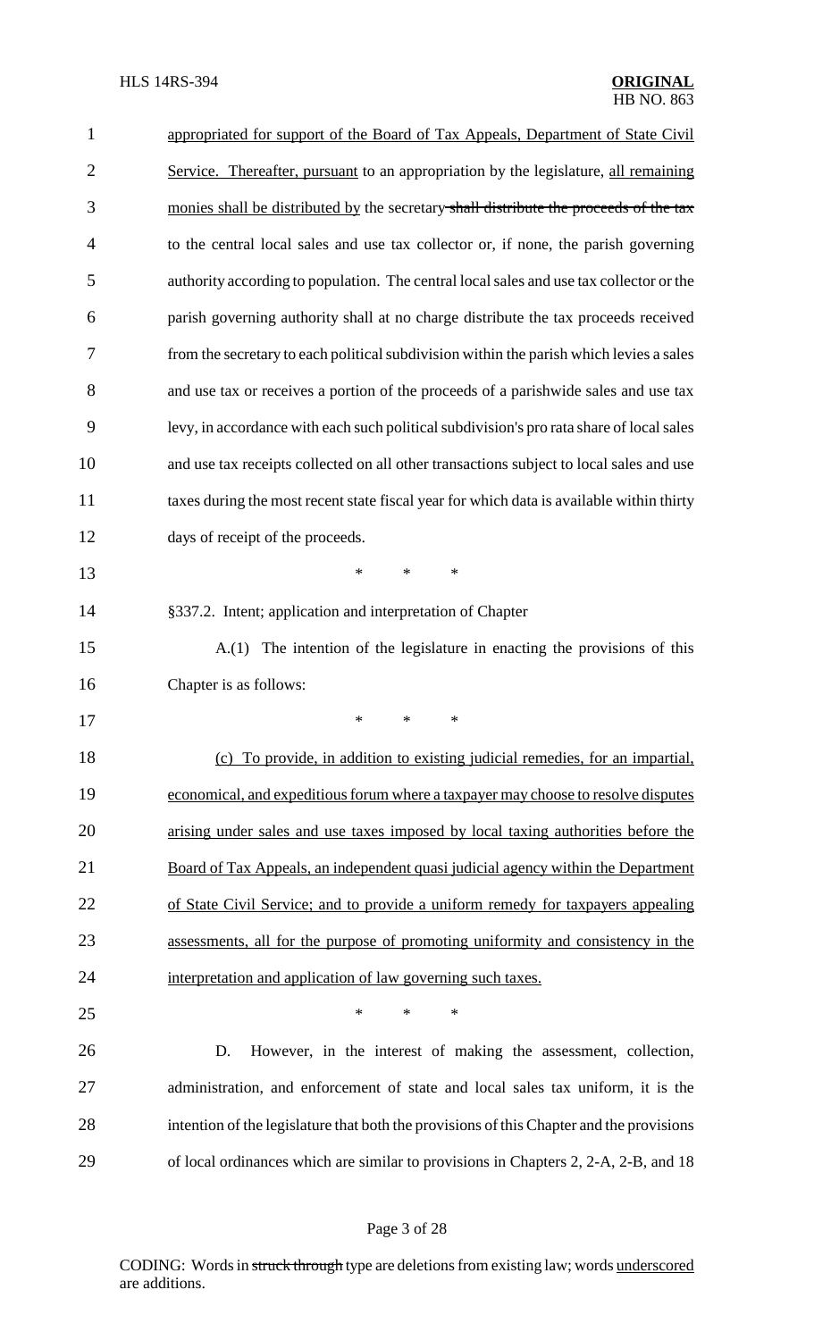appropriated for support of the Board of Tax Appeals, Department of State Civil Service. Thereafter, pursuant to an appropriation by the legislature, all remaining monies shall be distributed by the secretary ~~shall distribute the proceeds of the tax~~ to the central local sales and use tax collector or, if none, the parish governing authority according to population. The central local sales and use tax collector or the parish governing authority shall at no charge distribute the tax proceeds received from the secretary to each political subdivision within the parish which levies a sales and use tax or receives a portion of the proceeds of a parishwide sales and use tax levy, in accordance with each such political subdivision's pro rata share of local sales and use tax receipts collected on all other transactions subject to local sales and use taxes during the most recent state fiscal year for which data is available within thirty days of receipt of the proceeds.

\* \* \*

§337.2. Intent; application and interpretation of Chapter

A.(1) The intention of the legislature in enacting the provisions of this Chapter is as follows:

\* \* \*

(c) To provide, in addition to existing judicial remedies, for an impartial, economical, and expeditious forum where a taxpayer may choose to resolve disputes arising under sales and use taxes imposed by local taxing authorities before the Board of Tax Appeals, an independent quasi judicial agency within the Department of State Civil Service; and to provide a uniform remedy for taxpayers appealing assessments, all for the purpose of promoting uniformity and consistency in the interpretation and application of law governing such taxes.

\* \* \*

D. However, in the interest of making the assessment, collection, administration, and enforcement of state and local sales tax uniform, it is the intention of the legislature that both the provisions of this Chapter and the provisions of local ordinances which are similar to provisions in Chapters 2, 2-A, 2-B, and 18

CODING: Words in ~~struck through~~ type are deletions from existing law; words underscored are additions.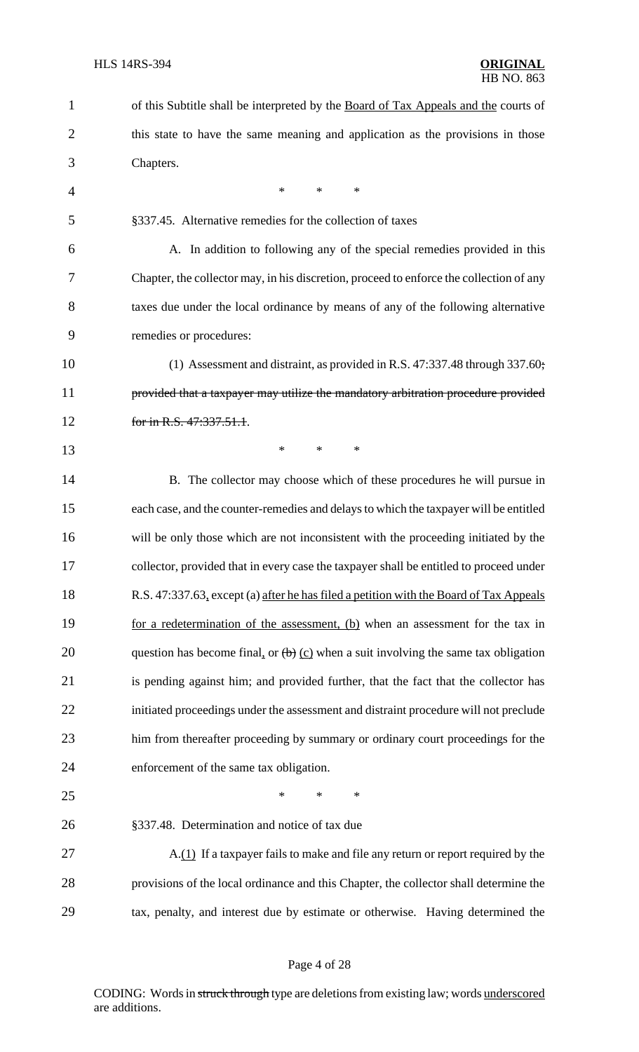of this Subtitle shall be interpreted by the <u>Board of Tax Appeals and the</u> courts of this state to have the same meaning and application as the provisions in those Chapters.

\* \* \*

§337.45. Alternative remedies for the collection of taxes

A. In addition to following any of the special remedies provided in this Chapter, the collector may, in his discretion, proceed to enforce the collection of any taxes due under the local ordinance by means of any of the following alternative remedies or procedures:

(1) Assessment and distraint, as provided in R.S. 47:337.48 through 337.60~~; provided that a taxpayer may utilize the mandatory arbitration procedure provided for in R.S. 47:337.51.1~~.

\* \* \*

B. The collector may choose which of these procedures he will pursue in each case, and the counter-remedies and delays to which the taxpayer will be entitled will be only those which are not inconsistent with the proceeding initiated by the collector, provided that in every case the taxpayer shall be entitled to proceed under R.S. 47:337.63<u>,</u> except (a) <u>after he has filed a petition with the Board of Tax Appeals for a redetermination of the assessment, (b)</u> when an assessment for the tax in question has become final<u>,</u> or ~~(b)~~ <u>(c)</u> when a suit involving the same tax obligation is pending against him; and provided further, that the fact that the collector has initiated proceedings under the assessment and distraint procedure will not preclude him from thereafter proceeding by summary or ordinary court proceedings for the enforcement of the same tax obligation.

\* \* \*

§337.48. Determination and notice of tax due

A.<u>(1)</u> If a taxpayer fails to make and file any return or report required by the provisions of the local ordinance and this Chapter, the collector shall determine the tax, penalty, and interest due by estimate or otherwise. Having determined the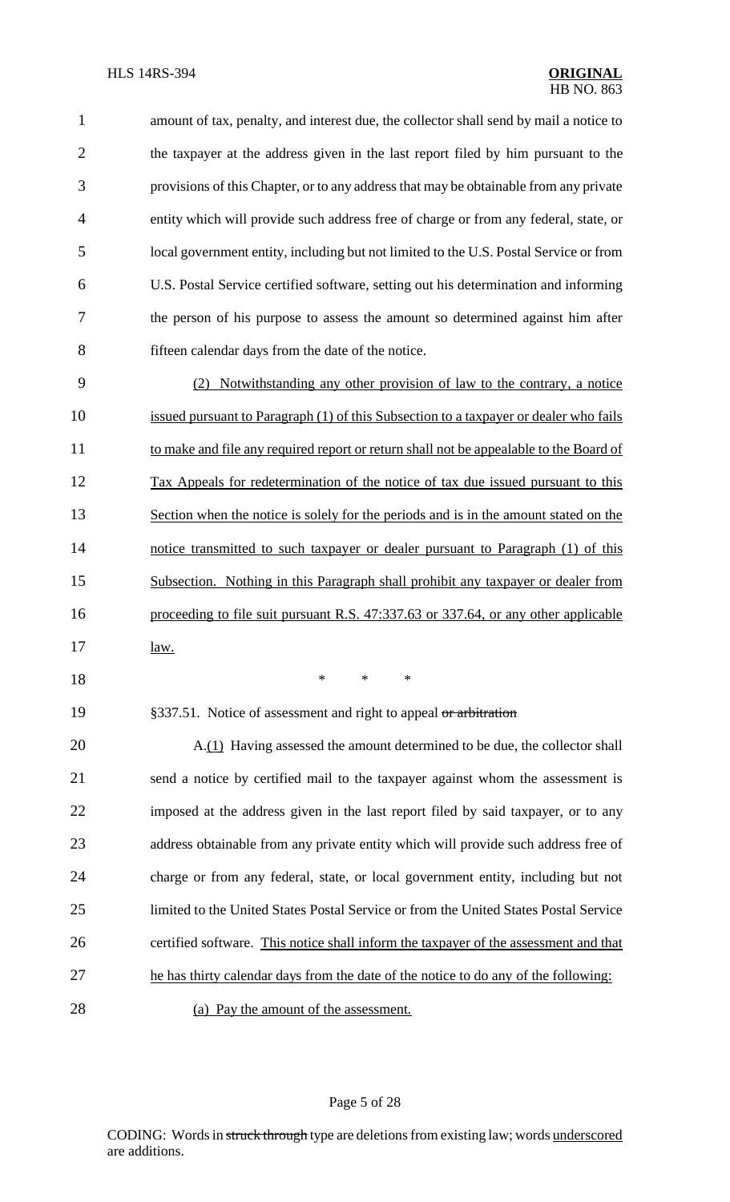amount of tax, penalty, and interest due, the collector shall send by mail a notice to the taxpayer at the address given in the last report filed by him pursuant to the provisions of this Chapter, or to any address that may be obtainable from any private entity which will provide such address free of charge or from any federal, state, or local government entity, including but not limited to the U.S. Postal Service or from U.S. Postal Service certified software, setting out his determination and informing the person of his purpose to assess the amount so determined against him after fifteen calendar days from the date of the notice.

<u>(2) Notwithstanding any other provision of law to the contrary, a notice issued pursuant to Paragraph (1) of this Subsection to a taxpayer or dealer who fails to make and file any required report or return shall not be appealable to the Board of Tax Appeals for redetermination of the notice of tax due issued pursuant to this Section when the notice is solely for the periods and is in the amount stated on the notice transmitted to such taxpayer or dealer pursuant to Paragraph (1) of this Subsection. Nothing in this Paragraph shall prohibit any taxpayer or dealer from proceeding to file suit pursuant R.S. 47:337.63 or 337.64, or any other applicable law.</u>

\* \* \*

§337.51. Notice of assessment and right to appeal ~~or arbitration~~

A.<u>(1)</u> Having assessed the amount determined to be due, the collector shall send a notice by certified mail to the taxpayer against whom the assessment is imposed at the address given in the last report filed by said taxpayer, or to any address obtainable from any private entity which will provide such address free of charge or from any federal, state, or local government entity, including but not limited to the United States Postal Service or from the United States Postal Service certified software. <u>This notice shall inform the taxpayer of the assessment and that he has thirty calendar days from the date of the notice to do any of the following:</u>

<u>(a) Pay the amount of the assessment.</u>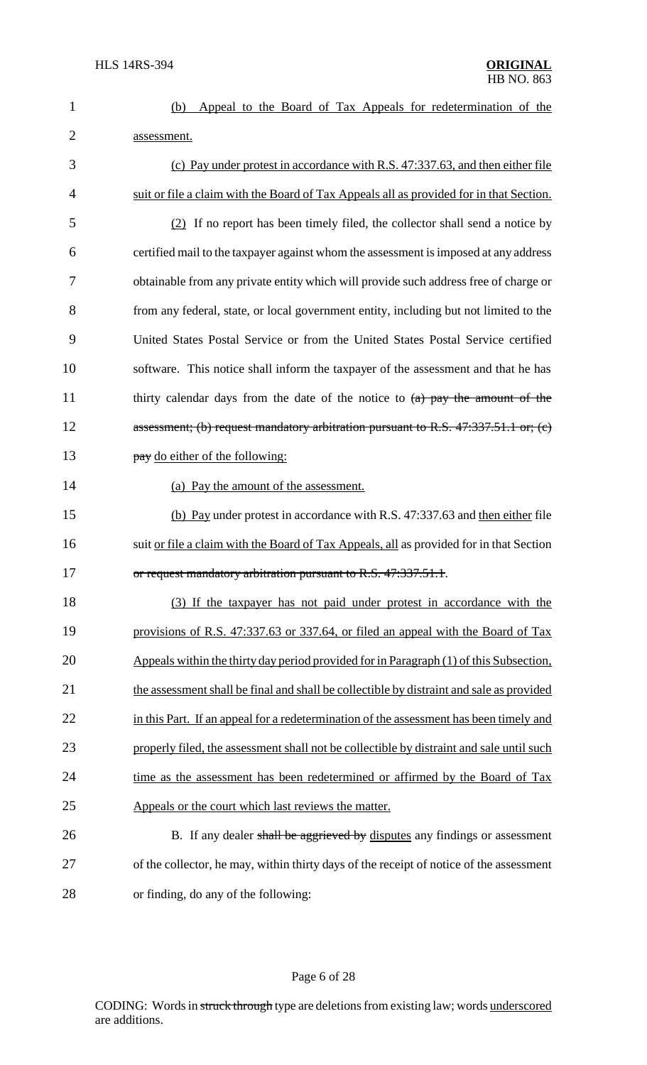<u>(b) Appeal to the Board of Tax Appeals for redetermination of the assessment.</u>

<u>(c) Pay under protest in accordance with R.S. 47:337.63, and then either file suit or file a claim with the Board of Tax Appeals all as provided for in that Section.</u>

<u>(2)</u> If no report has been timely filed, the collector shall send a notice by certified mail to the taxpayer against whom the assessment is imposed at any address obtainable from any private entity which will provide such address free of charge or from any federal, state, or local government entity, including but not limited to the United States Postal Service or from the United States Postal Service certified software. This notice shall inform the taxpayer of the assessment and that he has thirty calendar days from the date of the notice to ~~(a) pay the amount of the assessment; (b) request mandatory arbitration pursuant to R.S. 47:337.51.1 or; (c) pay~~ <u>do either of the following:</u>

<u>(a) Pay the amount of the assessment.</u>

<u>(b) Pay</u> under protest in accordance with R.S. 47:337.63 and <u>then either</u> file suit <u>or file a claim with the Board of Tax Appeals, all</u> as provided for in that Section ~~or request mandatory arbitration pursuant to R.S. 47:337.51.1~~.

<u>(3) If the taxpayer has not paid under protest in accordance with the provisions of R.S. 47:337.63 or 337.64, or filed an appeal with the Board of Tax Appeals within the thirty day period provided for in Paragraph (1) of this Subsection, the assessment shall be final and shall be collectible by distraint and sale as provided in this Part. If an appeal for a redetermination of the assessment has been timely and properly filed, the assessment shall not be collectible by distraint and sale until such time as the assessment has been redetermined or affirmed by the Board of Tax Appeals or the court which last reviews the matter.</u>

B. If any dealer ~~shall be aggrieved by~~ <u>disputes</u> any findings or assessment of the collector, he may, within thirty days of the receipt of notice of the assessment or finding, do any of the following: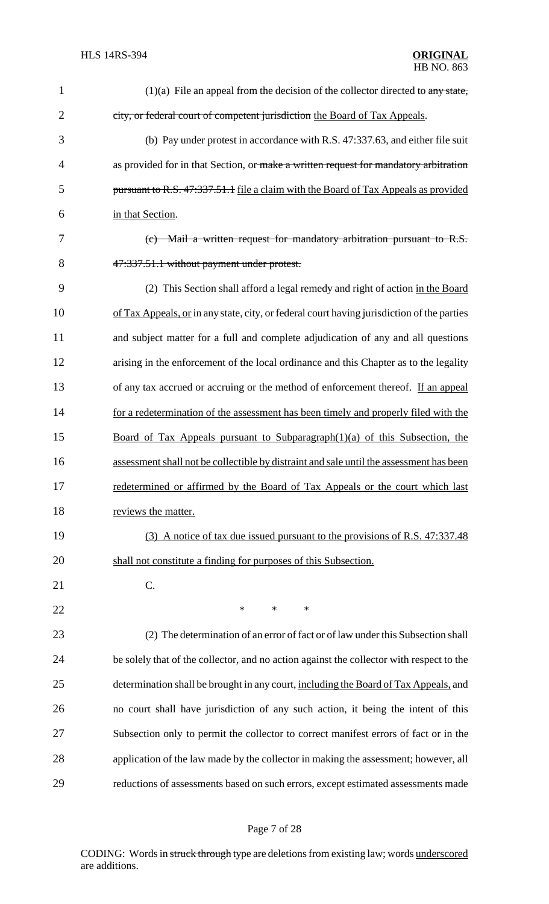(1)(a) File an appeal from the decision of the collector directed to ~~any state, city, or federal court of competent jurisdiction~~ <u>the Board of Tax Appeals</u>.

(b) Pay under protest in accordance with R.S. 47:337.63, and either file suit as provided for in that Section, or ~~make a written request for mandatory arbitration pursuant to R.S. 47:337.51.1~~ <u>file a claim with the Board of Tax Appeals as provided in that Section</u>.

~~(c) Mail a written request for mandatory arbitration pursuant to R.S. 47:337.51.1 without payment under protest.~~

(2) This Section shall afford a legal remedy and right of action <u>in the Board of Tax Appeals, or</u> in any state, city, or federal court having jurisdiction of the parties and subject matter for a full and complete adjudication of any and all questions arising in the enforcement of the local ordinance and this Chapter as to the legality of any tax accrued or accruing or the method of enforcement thereof. <u>If an appeal for a redetermination of the assessment has been timely and properly filed with the Board of Tax Appeals pursuant to Subparagraph(1)(a) of this Subsection, the assessment shall not be collectible by distraint and sale until the assessment has been redetermined or affirmed by the Board of Tax Appeals or the court which last reviews the matter.</u>

<u>(3) A notice of tax due issued pursuant to the provisions of R.S. 47:337.48 shall not constitute a finding for purposes of this Subsection.</u>

C.

\* \* \*

(2) The determination of an error of fact or of law under this Subsection shall be solely that of the collector, and no action against the collector with respect to the determination shall be brought in any court, <u>including the Board of Tax Appeals,</u> and no court shall have jurisdiction of any such action, it being the intent of this Subsection only to permit the collector to correct manifest errors of fact or in the application of the law made by the collector in making the assessment; however, all reductions of assessments based on such errors, except estimated assessments made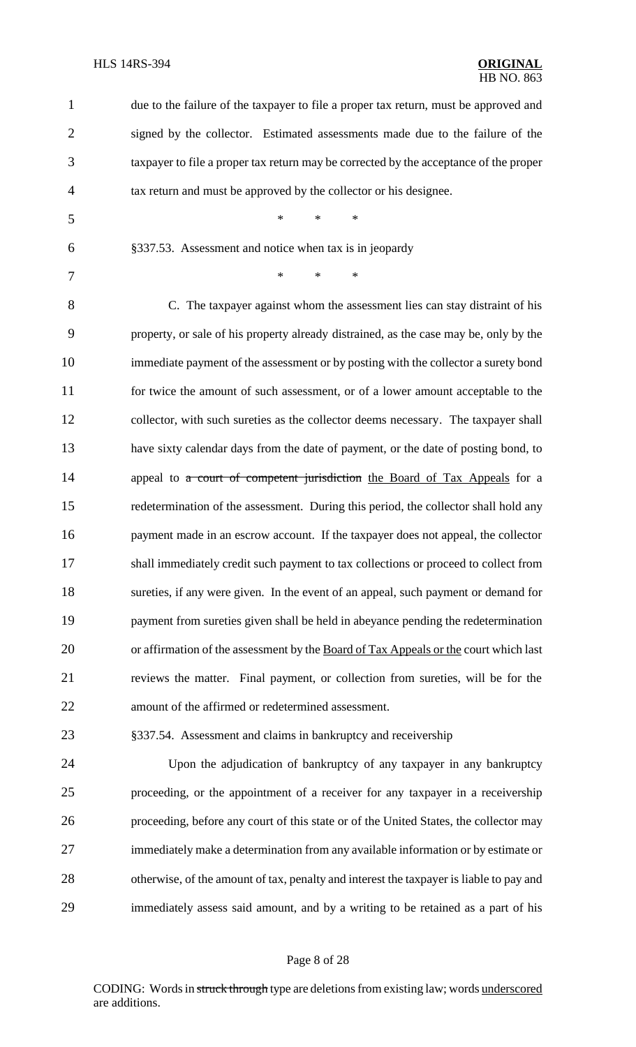due to the failure of the taxpayer to file a proper tax return, must be approved and signed by the collector. Estimated assessments made due to the failure of the taxpayer to file a proper tax return may be corrected by the acceptance of the proper tax return and must be approved by the collector or his designee.

\* \* \*

§337.53. Assessment and notice when tax is in jeopardy

\* \* \*

C. The taxpayer against whom the assessment lies can stay distraint of his property, or sale of his property already distrained, as the case may be, only by the immediate payment of the assessment or by posting with the collector a surety bond for twice the amount of such assessment, or of a lower amount acceptable to the collector, with such sureties as the collector deems necessary. The taxpayer shall have sixty calendar days from the date of payment, or the date of posting bond, to appeal to ~~a court of competent jurisdiction~~ <u>the Board of Tax Appeals</u> for a redetermination of the assessment. During this period, the collector shall hold any payment made in an escrow account. If the taxpayer does not appeal, the collector shall immediately credit such payment to tax collections or proceed to collect from sureties, if any were given. In the event of an appeal, such payment or demand for payment from sureties given shall be held in abeyance pending the redetermination or affirmation of the assessment by the <u>Board of Tax Appeals or the</u> court which last reviews the matter. Final payment, or collection from sureties, will be for the amount of the affirmed or redetermined assessment.

§337.54. Assessment and claims in bankruptcy and receivership

Upon the adjudication of bankruptcy of any taxpayer in any bankruptcy proceeding, or the appointment of a receiver for any taxpayer in a receivership proceeding, before any court of this state or of the United States, the collector may immediately make a determination from any available information or by estimate or otherwise, of the amount of tax, penalty and interest the taxpayer is liable to pay and immediately assess said amount, and by a writing to be retained as a part of his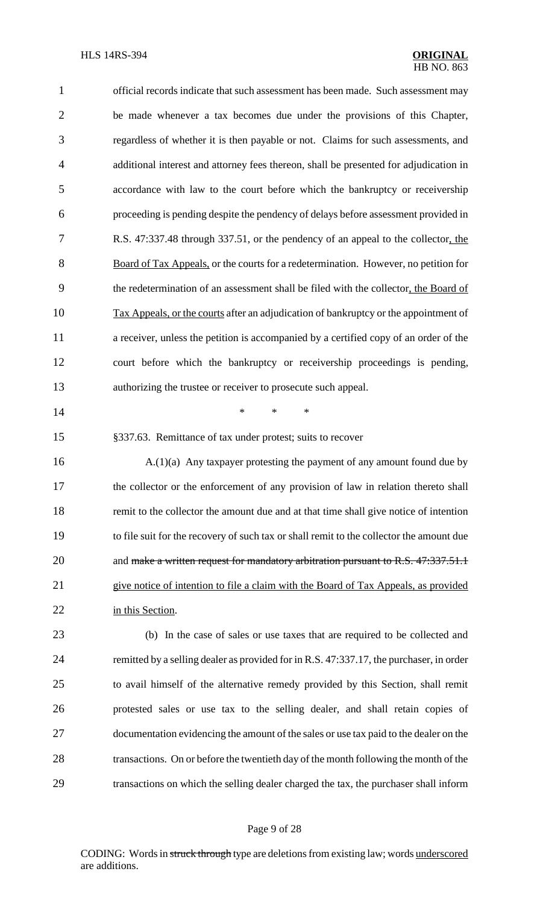official records indicate that such assessment has been made. Such assessment may be made whenever a tax becomes due under the provisions of this Chapter, regardless of whether it is then payable or not. Claims for such assessments, and additional interest and attorney fees thereon, shall be presented for adjudication in accordance with law to the court before which the bankruptcy or receivership proceeding is pending despite the pendency of delays before assessment provided in R.S. 47:337.48 through 337.51, or the pendency of an appeal to the collector<u>, the Board of Tax Appeals,</u> or the courts for a redetermination. However, no petition for the redetermination of an assessment shall be filed with the collector<u>, the Board of Tax Appeals, or the courts</u> after an adjudication of bankruptcy or the appointment of a receiver, unless the petition is accompanied by a certified copy of an order of the court before which the bankruptcy or receivership proceedings is pending, authorizing the trustee or receiver to prosecute such appeal.

\* \* \*

§337.63. Remittance of tax under protest; suits to recover

A.(1)(a) Any taxpayer protesting the payment of any amount found due by the collector or the enforcement of any provision of law in relation thereto shall remit to the collector the amount due and at that time shall give notice of intention to file suit for the recovery of such tax or shall remit to the collector the amount due and ~~make a written request for mandatory arbitration pursuant to R.S. 47:337.51.1~~ <u>give notice of intention to file a claim with the Board of Tax Appeals, as provided in this Section</u>.

(b) In the case of sales or use taxes that are required to be collected and remitted by a selling dealer as provided for in R.S. 47:337.17, the purchaser, in order to avail himself of the alternative remedy provided by this Section, shall remit protested sales or use tax to the selling dealer, and shall retain copies of documentation evidencing the amount of the sales or use tax paid to the dealer on the transactions. On or before the twentieth day of the month following the month of the transactions on which the selling dealer charged the tax, the purchaser shall inform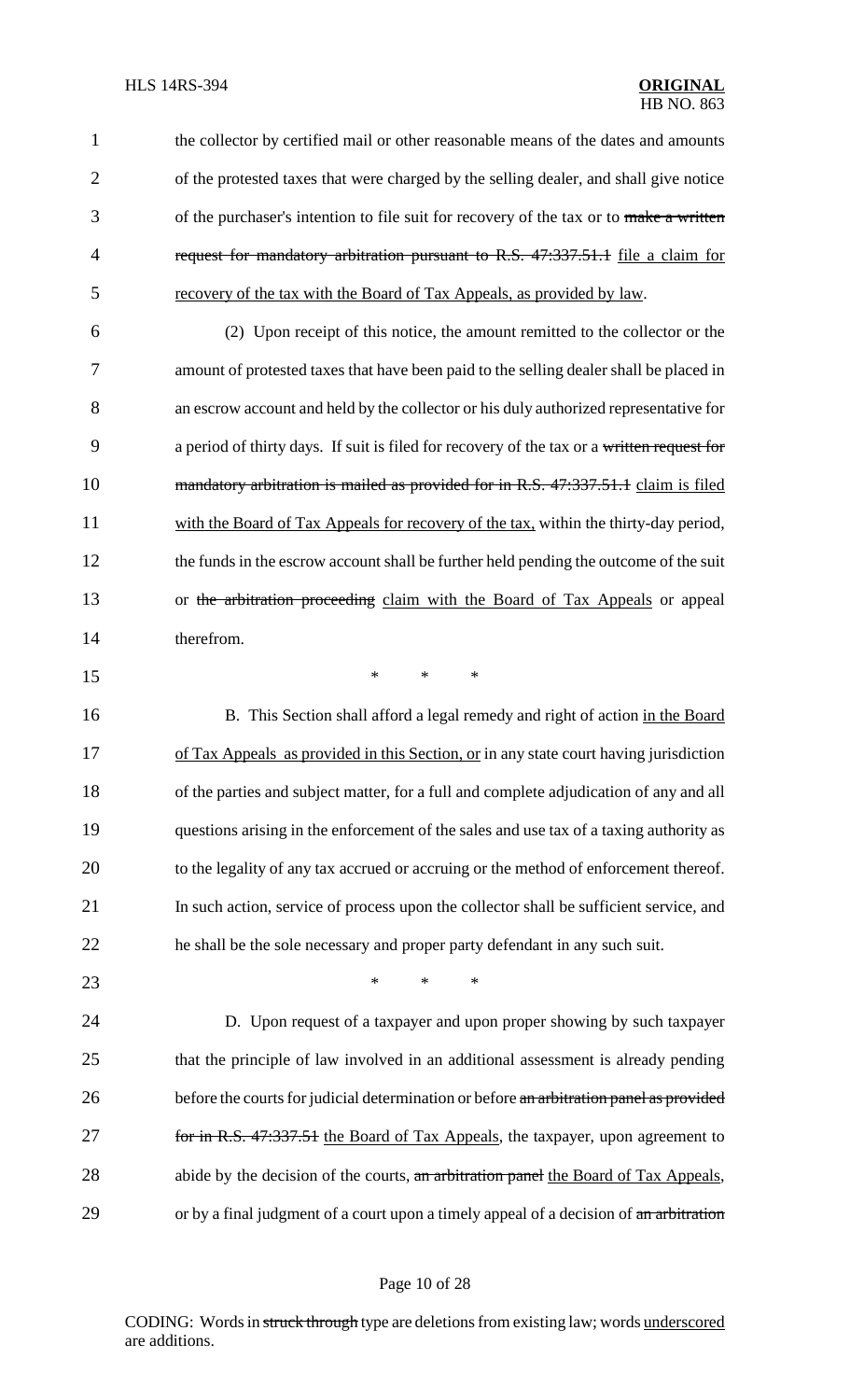the collector by certified mail or other reasonable means of the dates and amounts of the protested taxes that were charged by the selling dealer, and shall give notice of the purchaser's intention to file suit for recovery of the tax or to ~~make a written request for mandatory arbitration pursuant to R.S. 47:337.51.1~~ file a claim for recovery of the tax with the Board of Tax Appeals, as provided by law.

(2) Upon receipt of this notice, the amount remitted to the collector or the amount of protested taxes that have been paid to the selling dealer shall be placed in an escrow account and held by the collector or his duly authorized representative for a period of thirty days. If suit is filed for recovery of the tax or a ~~written request for mandatory arbitration is mailed as provided for in R.S. 47:337.51.1~~ claim is filed with the Board of Tax Appeals for recovery of the tax, within the thirty-day period, the funds in the escrow account shall be further held pending the outcome of the suit or ~~the arbitration proceeding~~ claim with the Board of Tax Appeals or appeal therefrom.

\* \* \*

B. This Section shall afford a legal remedy and right of action in the Board of Tax Appeals as provided in this Section, or in any state court having jurisdiction of the parties and subject matter, for a full and complete adjudication of any and all questions arising in the enforcement of the sales and use tax of a taxing authority as to the legality of any tax accrued or accruing or the method of enforcement thereof. In such action, service of process upon the collector shall be sufficient service, and he shall be the sole necessary and proper party defendant in any such suit.

\* \* \*

D. Upon request of a taxpayer and upon proper showing by such taxpayer that the principle of law involved in an additional assessment is already pending before the courts for judicial determination or before ~~an arbitration panel as provided for in R.S. 47:337.51~~ the Board of Tax Appeals, the taxpayer, upon agreement to abide by the decision of the courts, ~~an arbitration panel~~ the Board of Tax Appeals, or by a final judgment of a court upon a timely appeal of a decision of ~~an arbitration~~

CODING: Words in ~~struck through~~ type are deletions from existing law; words underscored are additions.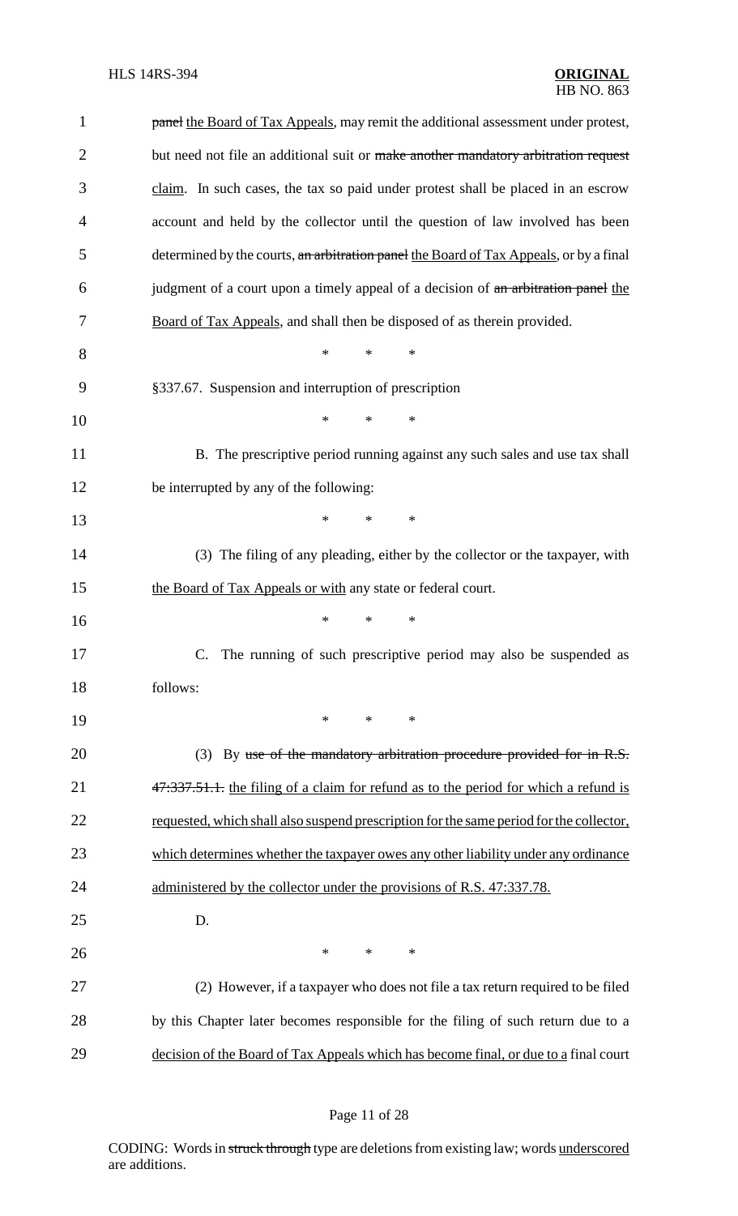~~panel~~ the Board of Tax Appeals, may remit the additional assessment under protest, but need not file an additional suit or ~~make another mandatory arbitration request~~ claim. In such cases, the tax so paid under protest shall be placed in an escrow account and held by the collector until the question of law involved has been determined by the courts, ~~an arbitration panel~~ the Board of Tax Appeals, or by a final judgment of a court upon a timely appeal of a decision of ~~an arbitration panel~~ the Board of Tax Appeals, and shall then be disposed of as therein provided.

\* \* \*

§337.67. Suspension and interruption of prescription

\* \* \*

B. The prescriptive period running against any such sales and use tax shall be interrupted by any of the following:

\* \* \*

(3) The filing of any pleading, either by the collector or the taxpayer, with the Board of Tax Appeals or with any state or federal court.

\* \* \*

C. The running of such prescriptive period may also be suspended as follows:

\* \* \*

(3) By ~~use of the mandatory arbitration procedure provided for in R.S. 47:337.51.1.~~ the filing of a claim for refund as to the period for which a refund is requested, which shall also suspend prescription for the same period for the collector, which determines whether the taxpayer owes any other liability under any ordinance administered by the collector under the provisions of R.S. 47:337.78.

D.

\* \* \*

(2) However, if a taxpayer who does not file a tax return required to be filed by this Chapter later becomes responsible for the filing of such return due to a decision of the Board of Tax Appeals which has become final, or due to a final court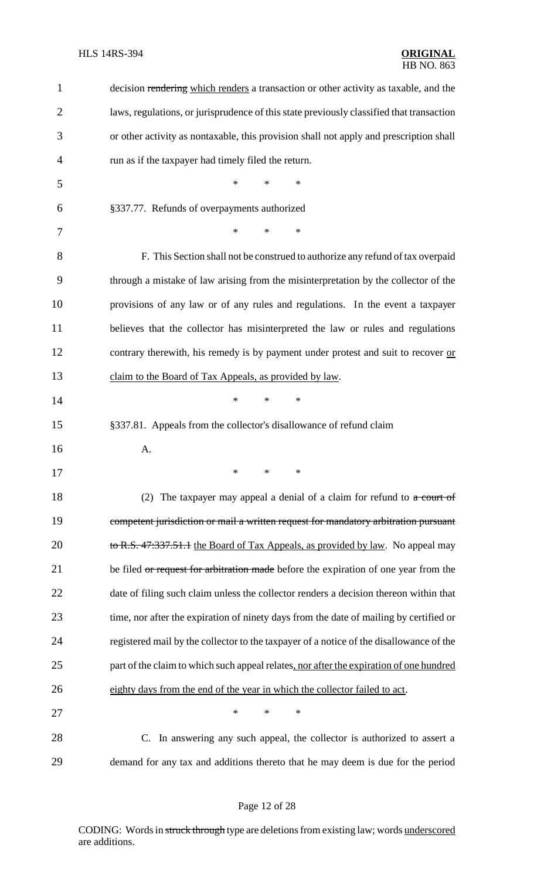decision ~~rendering~~ which renders a transaction or other activity as taxable, and the laws, regulations, or jurisprudence of this state previously classified that transaction or other activity as nontaxable, this provision shall not apply and prescription shall run as if the taxpayer had timely filed the return.

\* \* \*

§337.77. Refunds of overpayments authorized

\* \* \*

F. This Section shall not be construed to authorize any refund of tax overpaid through a mistake of law arising from the misinterpretation by the collector of the provisions of any law or of any rules and regulations. In the event a taxpayer believes that the collector has misinterpreted the law or rules and regulations contrary therewith, his remedy is by payment under protest and suit to recover or claim to the Board of Tax Appeals, as provided by law.

\* \* \*

§337.81. Appeals from the collector's disallowance of refund claim

A.

\* \* \*

(2) The taxpayer may appeal a denial of a claim for refund to ~~a court of competent jurisdiction or mail a written request for mandatory arbitration pursuant to R.S. 47:337.51.1~~ the Board of Tax Appeals, as provided by law. No appeal may be filed ~~or request for arbitration made~~ before the expiration of one year from the date of filing such claim unless the collector renders a decision thereon within that time, nor after the expiration of ninety days from the date of mailing by certified or registered mail by the collector to the taxpayer of a notice of the disallowance of the part of the claim to which such appeal relates, nor after the expiration of one hundred eighty days from the end of the year in which the collector failed to act.

\* \* \*

C. In answering any such appeal, the collector is authorized to assert a demand for any tax and additions thereto that he may deem is due for the period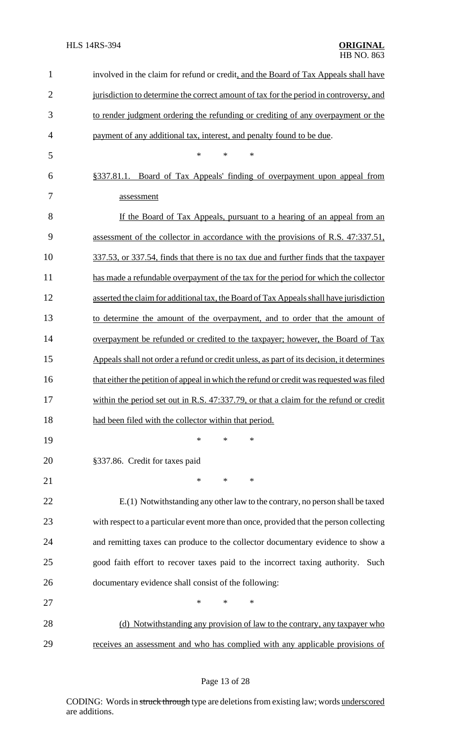involved in the claim for refund or credit, and the Board of Tax Appeals shall have jurisdiction to determine the correct amount of tax for the period in controversy, and to render judgment ordering the refunding or crediting of any overpayment or the payment of any additional tax, interest, and penalty found to be due.

\* \* \*

§337.81.1. Board of Tax Appeals' finding of overpayment upon appeal from assessment

If the Board of Tax Appeals, pursuant to a hearing of an appeal from an assessment of the collector in accordance with the provisions of R.S. 47:337.51, 337.53, or 337.54, finds that there is no tax due and further finds that the taxpayer has made a refundable overpayment of the tax for the period for which the collector asserted the claim for additional tax, the Board of Tax Appeals shall have jurisdiction to determine the amount of the overpayment, and to order that the amount of overpayment be refunded or credited to the taxpayer; however, the Board of Tax Appeals shall not order a refund or credit unless, as part of its decision, it determines that either the petition of appeal in which the refund or credit was requested was filed within the period set out in R.S. 47:337.79, or that a claim for the refund or credit had been filed with the collector within that period.

\* \* \*

§337.86. Credit for taxes paid

\* \* \*

E.(1) Notwithstanding any other law to the contrary, no person shall be taxed with respect to a particular event more than once, provided that the person collecting and remitting taxes can produce to the collector documentary evidence to show a good faith effort to recover taxes paid to the incorrect taxing authority. Such documentary evidence shall consist of the following:

\* \* \*

(d) Notwithstanding any provision of law to the contrary, any taxpayer who receives an assessment and who has complied with any applicable provisions of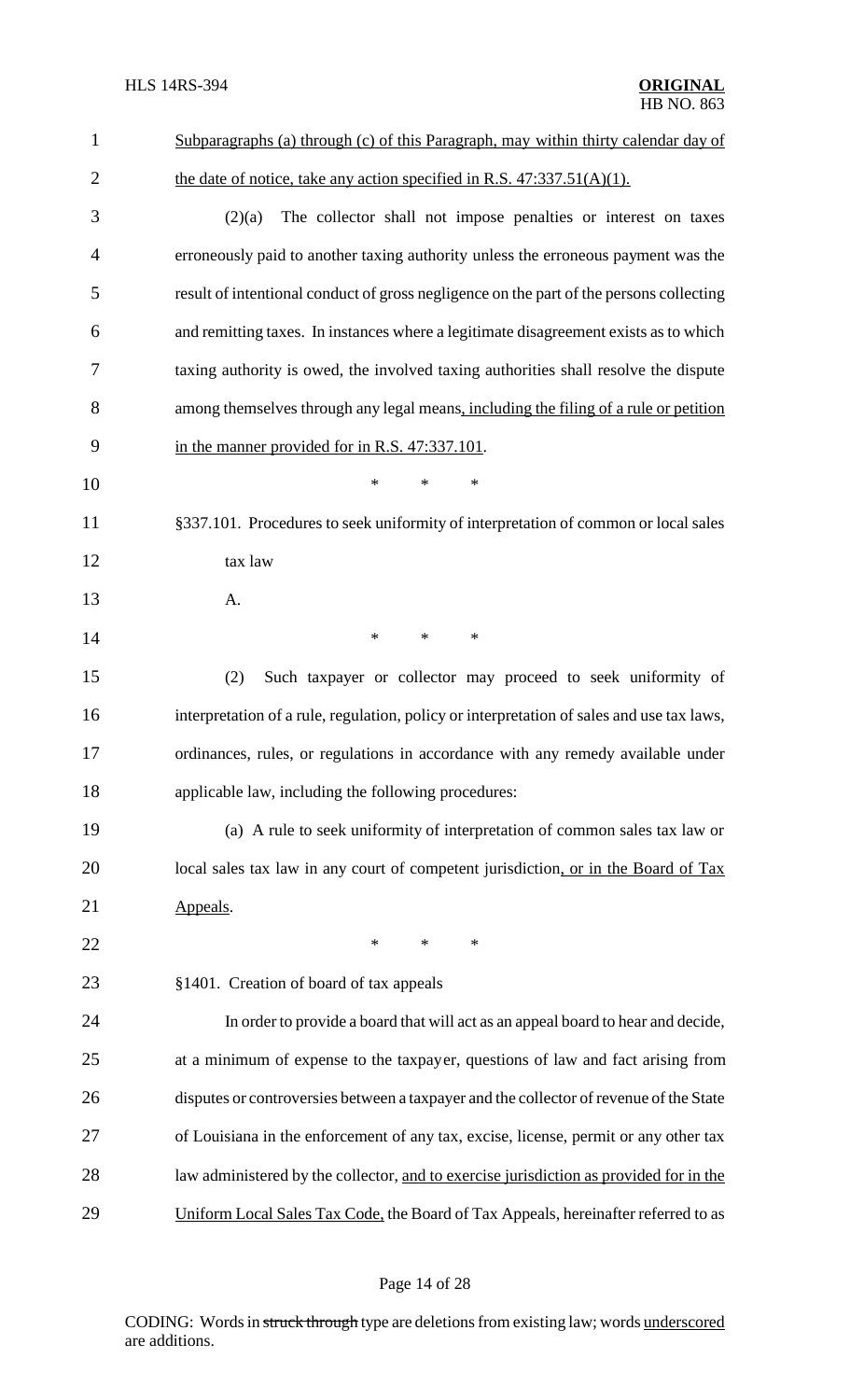Subparagraphs (a) through (c) of this Paragraph, may within thirty calendar day of the date of notice, take any action specified in R.S. 47:337.51(A)(1).

(2)(a) The collector shall not impose penalties or interest on taxes erroneously paid to another taxing authority unless the erroneous payment was the result of intentional conduct of gross negligence on the part of the persons collecting and remitting taxes. In instances where a legitimate disagreement exists as to which taxing authority is owed, the involved taxing authorities shall resolve the dispute among themselves through any legal means, including the filing of a rule or petition in the manner provided for in R.S. 47:337.101.

\* \* \*

§337.101. Procedures to seek uniformity of interpretation of common or local sales tax law

A.

\* \* \*

(2) Such taxpayer or collector may proceed to seek uniformity of interpretation of a rule, regulation, policy or interpretation of sales and use tax laws, ordinances, rules, or regulations in accordance with any remedy available under applicable law, including the following procedures:

(a) A rule to seek uniformity of interpretation of common sales tax law or local sales tax law in any court of competent jurisdiction, or in the Board of Tax Appeals.

\* \* \*

§1401. Creation of board of tax appeals

In order to provide a board that will act as an appeal board to hear and decide, at a minimum of expense to the taxpayer, questions of law and fact arising from disputes or controversies between a taxpayer and the collector of revenue of the State of Louisiana in the enforcement of any tax, excise, license, permit or any other tax law administered by the collector, and to exercise jurisdiction as provided for in the Uniform Local Sales Tax Code, the Board of Tax Appeals, hereinafter referred to as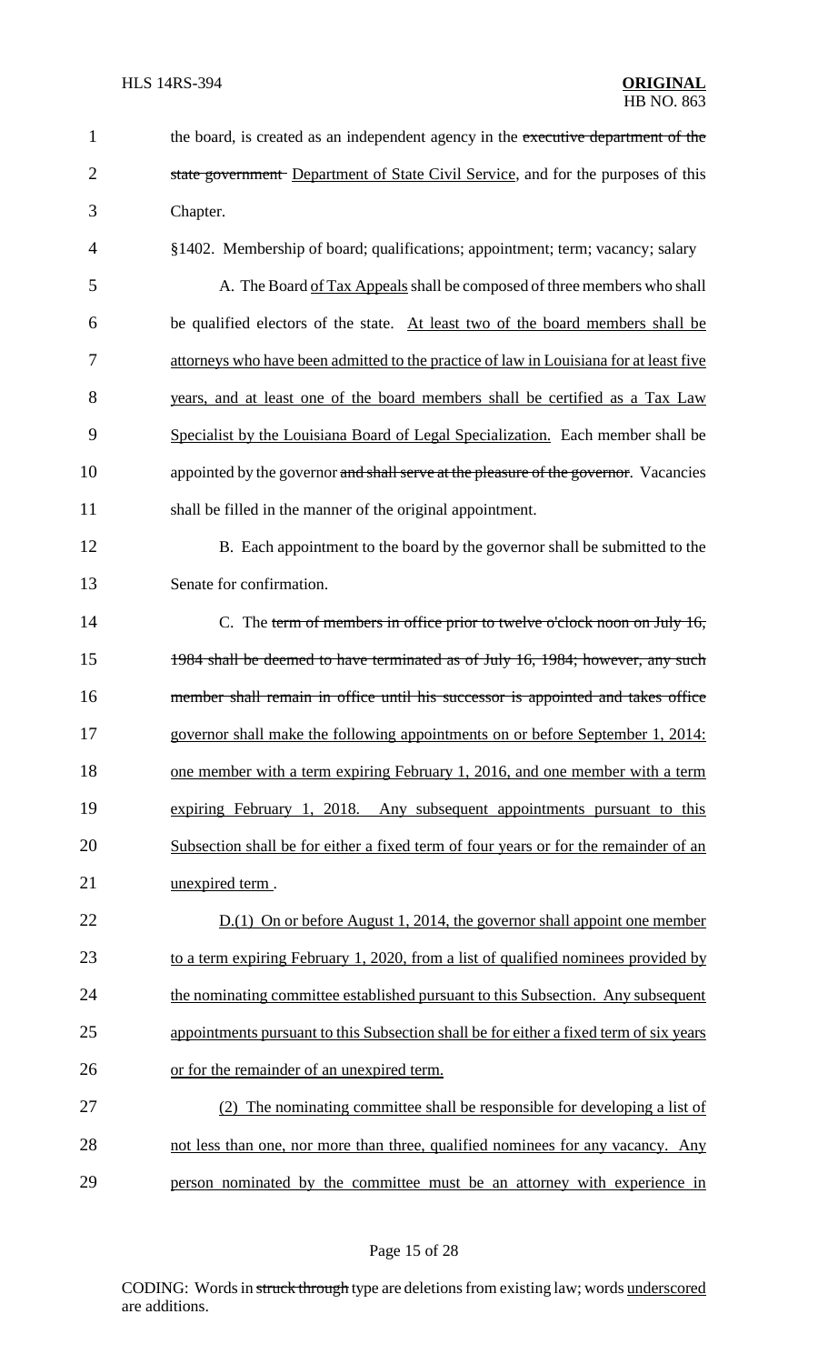the board, is created as an independent agency in the ~~executive department of the state government~~ Department of State Civil Service, and for the purposes of this Chapter.

§1402. Membership of board; qualifications; appointment; term; vacancy; salary

A. The Board of Tax Appeals shall be composed of three members who shall be qualified electors of the state. At least two of the board members shall be attorneys who have been admitted to the practice of law in Louisiana for at least five years, and at least one of the board members shall be certified as a Tax Law Specialist by the Louisiana Board of Legal Specialization. Each member shall be appointed by the governor ~~and shall serve at the pleasure of the governor~~. Vacancies shall be filled in the manner of the original appointment.

B. Each appointment to the board by the governor shall be submitted to the Senate for confirmation.

C. The ~~term of members in office prior to twelve o'clock noon on July 16, 1984 shall be deemed to have terminated as of July 16, 1984; however, any such member shall remain in office until his successor is appointed and takes office~~ governor shall make the following appointments on or before September 1, 2014: one member with a term expiring February 1, 2016, and one member with a term expiring February 1, 2018. Any subsequent appointments pursuant to this Subsection shall be for either a fixed term of four years or for the remainder of an unexpired term .

D.(1) On or before August 1, 2014, the governor shall appoint one member to a term expiring February 1, 2020, from a list of qualified nominees provided by the nominating committee established pursuant to this Subsection. Any subsequent appointments pursuant to this Subsection shall be for either a fixed term of six years or for the remainder of an unexpired term.

(2) The nominating committee shall be responsible for developing a list of not less than one, nor more than three, qualified nominees for any vacancy. Any person nominated by the committee must be an attorney with experience in

CODING: Words in ~~struck through~~ type are deletions from existing law; words underscored are additions.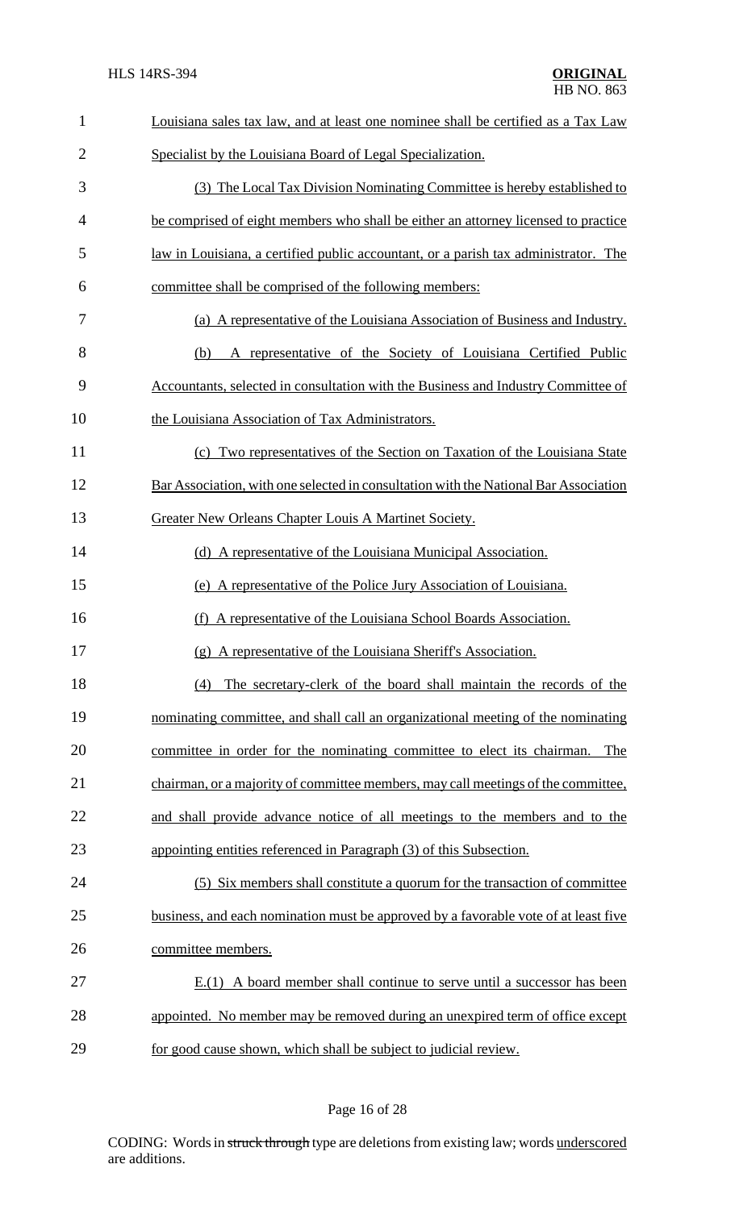Louisiana sales tax law, and at least one nominee shall be certified as a Tax Law Specialist by the Louisiana Board of Legal Specialization.

(3) The Local Tax Division Nominating Committee is hereby established to be comprised of eight members who shall be either an attorney licensed to practice law in Louisiana, a certified public accountant, or a parish tax administrator. The committee shall be comprised of the following members:

(a) A representative of the Louisiana Association of Business and Industry.

(b) A representative of the Society of Louisiana Certified Public Accountants, selected in consultation with the Business and Industry Committee of the Louisiana Association of Tax Administrators.

(c) Two representatives of the Section on Taxation of the Louisiana State Bar Association, with one selected in consultation with the National Bar Association Greater New Orleans Chapter Louis A Martinet Society.

(d) A representative of the Louisiana Municipal Association.

(e) A representative of the Police Jury Association of Louisiana.

(f) A representative of the Louisiana School Boards Association.

(g) A representative of the Louisiana Sheriff's Association.

(4) The secretary-clerk of the board shall maintain the records of the nominating committee, and shall call an organizational meeting of the nominating committee in order for the nominating committee to elect its chairman. The chairman, or a majority of committee members, may call meetings of the committee, and shall provide advance notice of all meetings to the members and to the appointing entities referenced in Paragraph (3) of this Subsection.

(5) Six members shall constitute a quorum for the transaction of committee business, and each nomination must be approved by a favorable vote of at least five committee members.

E.(1) A board member shall continue to serve until a successor has been appointed. No member may be removed during an unexpired term of office except for good cause shown, which shall be subject to judicial review.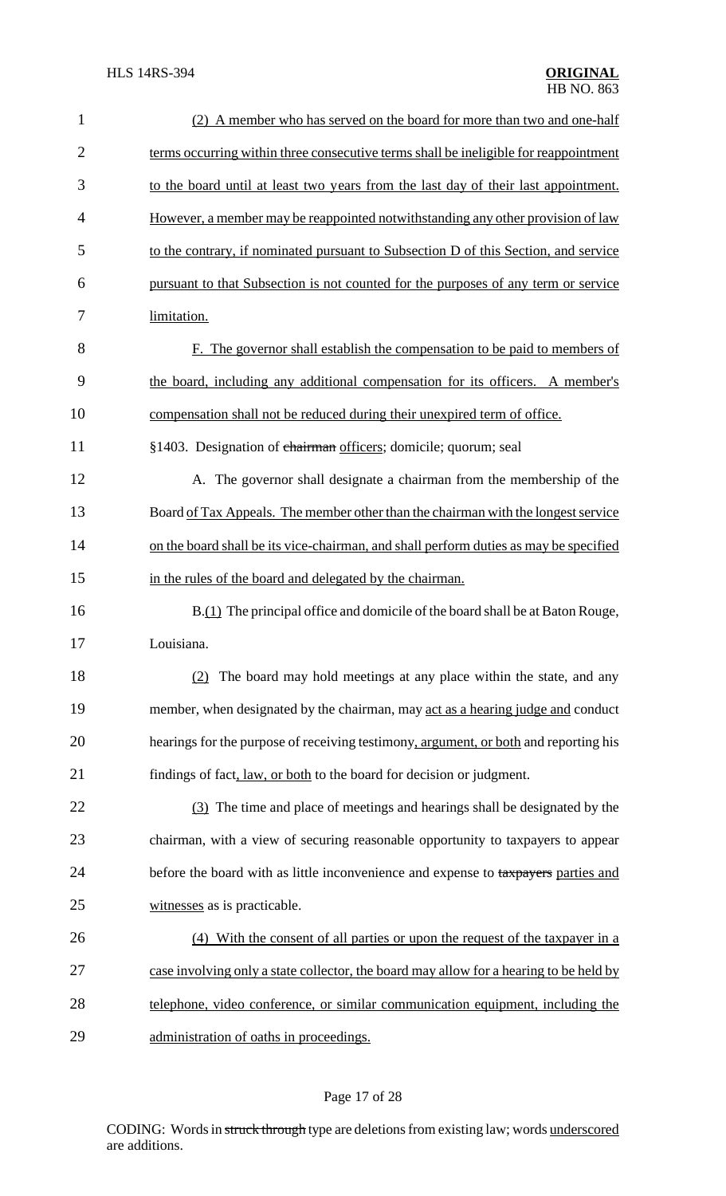(2) A member who has served on the board for more than two and one-half terms occurring within three consecutive terms shall be ineligible for reappointment to the board until at least two years from the last day of their last appointment. However, a member may be reappointed notwithstanding any other provision of law to the contrary, if nominated pursuant to Subsection D of this Section, and service pursuant to that Subsection is not counted for the purposes of any term or service limitation.

F. The governor shall establish the compensation to be paid to members of the board, including any additional compensation for its officers. A member's compensation shall not be reduced during their unexpired term of office.

§1403. Designation of ~~chairman~~ officers; domicile; quorum; seal

A. The governor shall designate a chairman from the membership of the Board of Tax Appeals. The member other than the chairman with the longest service on the board shall be its vice-chairman, and shall perform duties as may be specified in the rules of the board and delegated by the chairman.

B.(1) The principal office and domicile of the board shall be at Baton Rouge, Louisiana.

(2) The board may hold meetings at any place within the state, and any member, when designated by the chairman, may act as a hearing judge and conduct hearings for the purpose of receiving testimony, argument, or both and reporting his findings of fact, law, or both to the board for decision or judgment.

(3) The time and place of meetings and hearings shall be designated by the chairman, with a view of securing reasonable opportunity to taxpayers to appear before the board with as little inconvenience and expense to ~~taxpayers~~ parties and witnesses as is practicable.

(4) With the consent of all parties or upon the request of the taxpayer in a case involving only a state collector, the board may allow for a hearing to be held by telephone, video conference, or similar communication equipment, including the administration of oaths in proceedings.

CODING: Words in ~~struck through~~ type are deletions from existing law; words underscored are additions.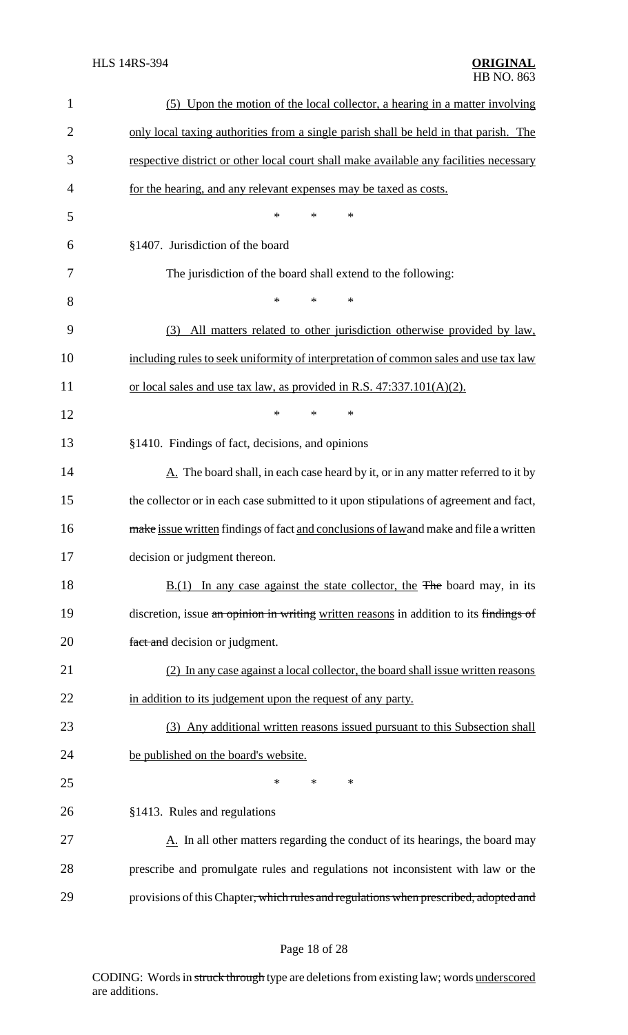(5) Upon the motion of the local collector, a hearing in a matter involving only local taxing authorities from a single parish shall be held in that parish. The respective district or other local court shall make available any facilities necessary for the hearing, and any relevant expenses may be taxed as costs.

\* \* \*

§1407. Jurisdiction of the board

The jurisdiction of the board shall extend to the following:

\* \* \*

(3) All matters related to other jurisdiction otherwise provided by law, including rules to seek uniformity of interpretation of common sales and use tax law or local sales and use tax law, as provided in R.S. 47:337.101(A)(2).

\* \* \*

§1410. Findings of fact, decisions, and opinions

A. The board shall, in each case heard by it, or in any matter referred to it by the collector or in each case submitted to it upon stipulations of agreement and fact, ~~make~~ issue written findings of fact and conclusions of lawand make and file a written decision or judgment thereon.

B.(1) In any case against the state collector, the ~~The~~ board may, in its discretion, issue ~~an opinion in writing~~ written reasons in addition to its ~~findings of fact and~~ decision or judgment.

(2) In any case against a local collector, the board shall issue written reasons in addition to its judgement upon the request of any party.

(3) Any additional written reasons issued pursuant to this Subsection shall be published on the board's website.

\* \* \*

§1413. Rules and regulations

A. In all other matters regarding the conduct of its hearings, the board may prescribe and promulgate rules and regulations not inconsistent with law or the provisions of this Chapter~~, which rules and regulations when prescribed, adopted and~~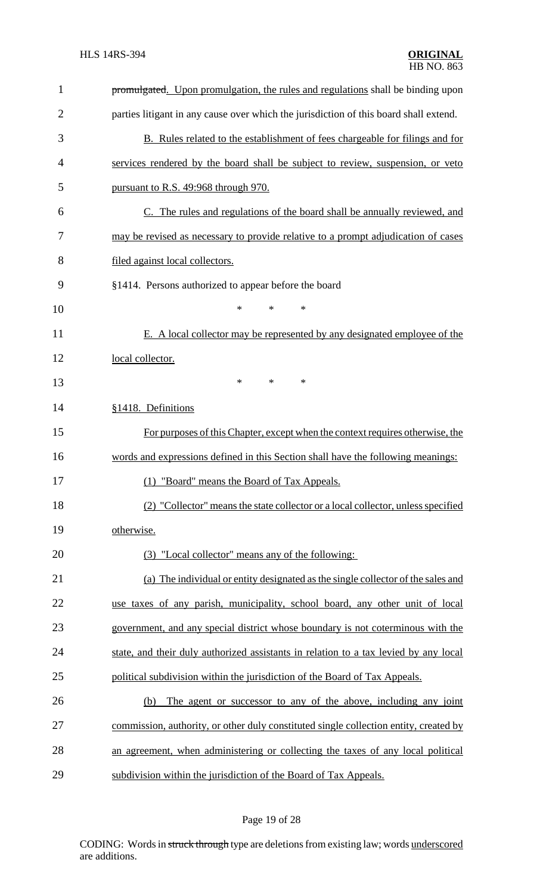~~promulgated~~. Upon promulgation, the rules and regulations shall be binding upon parties litigant in any cause over which the jurisdiction of this board shall extend.

B. Rules related to the establishment of fees chargeable for filings and for services rendered by the board shall be subject to review, suspension, or veto pursuant to R.S. 49:968 through 970.

C. The rules and regulations of the board shall be annually reviewed, and may be revised as necessary to provide relative to a prompt adjudication of cases filed against local collectors.

§1414. Persons authorized to appear before the board

\* \* \*

E. A local collector may be represented by any designated employee of the local collector.

\* \* \*

§1418. Definitions

For purposes of this Chapter, except when the context requires otherwise, the words and expressions defined in this Section shall have the following meanings:

(1) "Board" means the Board of Tax Appeals.

(2) "Collector" means the state collector or a local collector, unless specified otherwise.

(3) "Local collector" means any of the following:

(a) The individual or entity designated as the single collector of the sales and use taxes of any parish, municipality, school board, any other unit of local government, and any special district whose boundary is not coterminous with the state, and their duly authorized assistants in relation to a tax levied by any local political subdivision within the jurisdiction of the Board of Tax Appeals.

(b) The agent or successor to any of the above, including any joint commission, authority, or other duly constituted single collection entity, created by an agreement, when administering or collecting the taxes of any local political subdivision within the jurisdiction of the Board of Tax Appeals.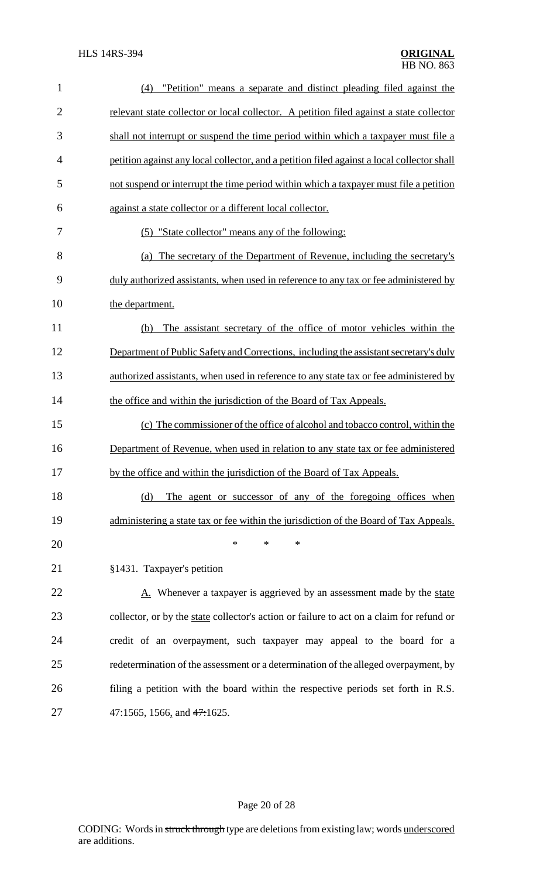(4) "Petition" means a separate and distinct pleading filed against the relevant state collector or local collector. A petition filed against a state collector shall not interrupt or suspend the time period within which a taxpayer must file a petition against any local collector, and a petition filed against a local collector shall not suspend or interrupt the time period within which a taxpayer must file a petition against a state collector or a different local collector.

(5) "State collector" means any of the following:

(a) The secretary of the Department of Revenue, including the secretary's duly authorized assistants, when used in reference to any tax or fee administered by the department.

(b) The assistant secretary of the office of motor vehicles within the Department of Public Safety and Corrections, including the assistant secretary's duly authorized assistants, when used in reference to any state tax or fee administered by the office and within the jurisdiction of the Board of Tax Appeals.

(c) The commissioner of the office of alcohol and tobacco control, within the Department of Revenue, when used in relation to any state tax or fee administered by the office and within the jurisdiction of the Board of Tax Appeals.

(d) The agent or successor of any of the foregoing offices when administering a state tax or fee within the jurisdiction of the Board of Tax Appeals.

\* \* \*

§1431. Taxpayer's petition

A. Whenever a taxpayer is aggrieved by an assessment made by the state collector, or by the state collector's action or failure to act on a claim for refund or credit of an overpayment, such taxpayer may appeal to the board for a redetermination of the assessment or a determination of the alleged overpayment, by filing a petition with the board within the respective periods set forth in R.S. 47:1565, 1566, and 47:1625.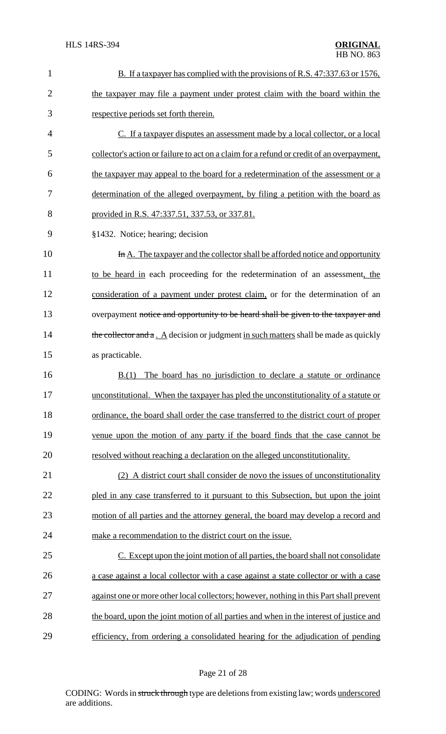B. If a taxpayer has complied with the provisions of R.S. 47:337.63 or 1576, the taxpayer may file a payment under protest claim with the board within the respective periods set forth therein.

C. If a taxpayer disputes an assessment made by a local collector, or a local collector's action or failure to act on a claim for a refund or credit of an overpayment, the taxpayer may appeal to the board for a redetermination of the assessment or a determination of the alleged overpayment, by filing a petition with the board as provided in R.S. 47:337.51, 337.53, or 337.81.

§1432. Notice; hearing; decision

~~In~~ A. The taxpayer and the collector shall be afforded notice and opportunity to be heard in each proceeding for the redetermination of an assessment, the consideration of a payment under protest claim, or for the determination of an overpayment ~~notice and opportunity to be heard shall be given to the taxpayer and the collector and a~~ . A decision or judgment in such matters shall be made as quickly as practicable.

B.(1) The board has no jurisdiction to declare a statute or ordinance unconstitutional. When the taxpayer has pled the unconstitutionality of a statute or ordinance, the board shall order the case transferred to the district court of proper venue upon the motion of any party if the board finds that the case cannot be resolved without reaching a declaration on the alleged unconstitutionality.

(2) A district court shall consider de novo the issues of unconstitutionality pled in any case transferred to it pursuant to this Subsection, but upon the joint motion of all parties and the attorney general, the board may develop a record and make a recommendation to the district court on the issue.

C. Except upon the joint motion of all parties, the board shall not consolidate a case against a local collector with a case against a state collector or with a case against one or more other local collectors; however, nothing in this Part shall prevent the board, upon the joint motion of all parties and when in the interest of justice and efficiency, from ordering a consolidated hearing for the adjudication of pending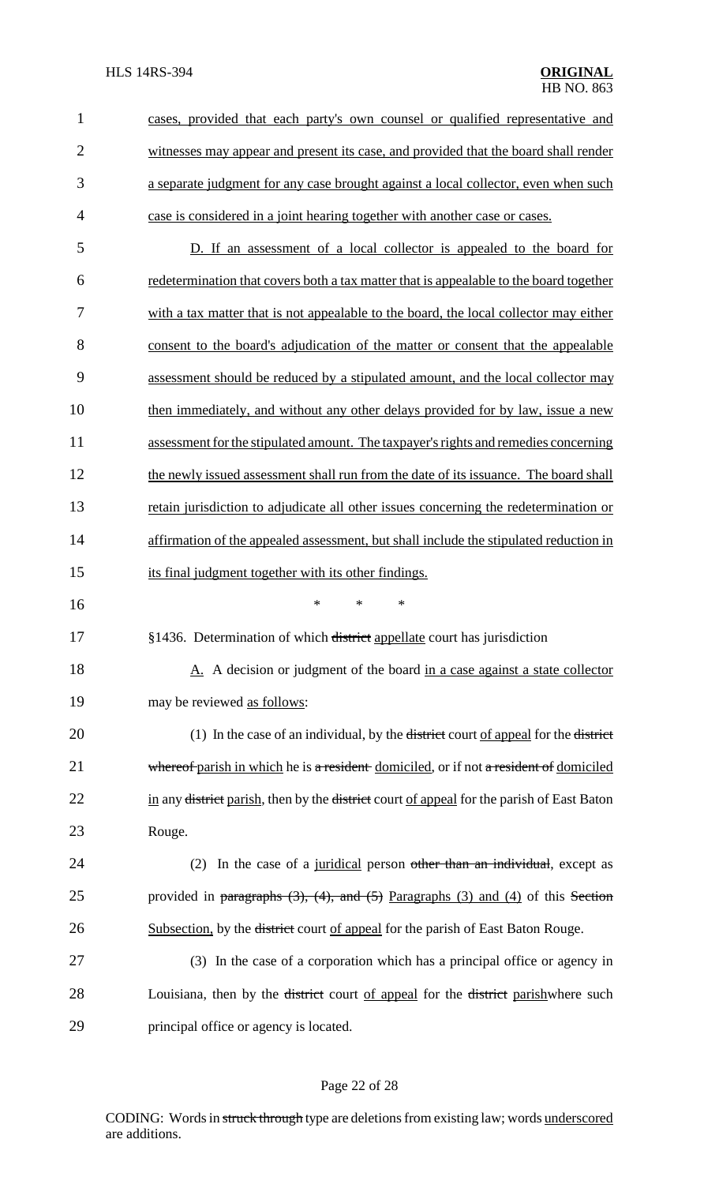cases, provided that each party's own counsel or qualified representative and witnesses may appear and present its case, and provided that the board shall render a separate judgment for any case brought against a local collector, even when such case is considered in a joint hearing together with another case or cases.

D. If an assessment of a local collector is appealed to the board for redetermination that covers both a tax matter that is appealable to the board together with a tax matter that is not appealable to the board, the local collector may either consent to the board's adjudication of the matter or consent that the appealable assessment should be reduced by a stipulated amount, and the local collector may then immediately, and without any other delays provided for by law, issue a new assessment for the stipulated amount. The taxpayer's rights and remedies concerning the newly issued assessment shall run from the date of its issuance. The board shall retain jurisdiction to adjudicate all other issues concerning the redetermination or affirmation of the appealed assessment, but shall include the stipulated reduction in its final judgment together with its other findings.

\* \* \*

§1436. Determination of which ~~district~~ appellate court has jurisdiction

A. A decision or judgment of the board in a case against a state collector may be reviewed as follows:

(1) In the case of an individual, by the ~~district~~ court of appeal for the ~~district whereof~~ parish in which he is ~~a resident~~ domiciled, or if not ~~a resident of~~ domiciled in any ~~district~~ parish, then by the ~~district~~ court of appeal for the parish of East Baton Rouge.

(2) In the case of a juridical person ~~other than an individual~~, except as provided in ~~paragraphs (3), (4), and (5)~~ Paragraphs (3) and (4) of this ~~Section~~ Subsection, by the ~~district~~ court of appeal for the parish of East Baton Rouge.

(3) In the case of a corporation which has a principal office or agency in Louisiana, then by the ~~district~~ court of appeal for the ~~district~~ parishwhere such principal office or agency is located.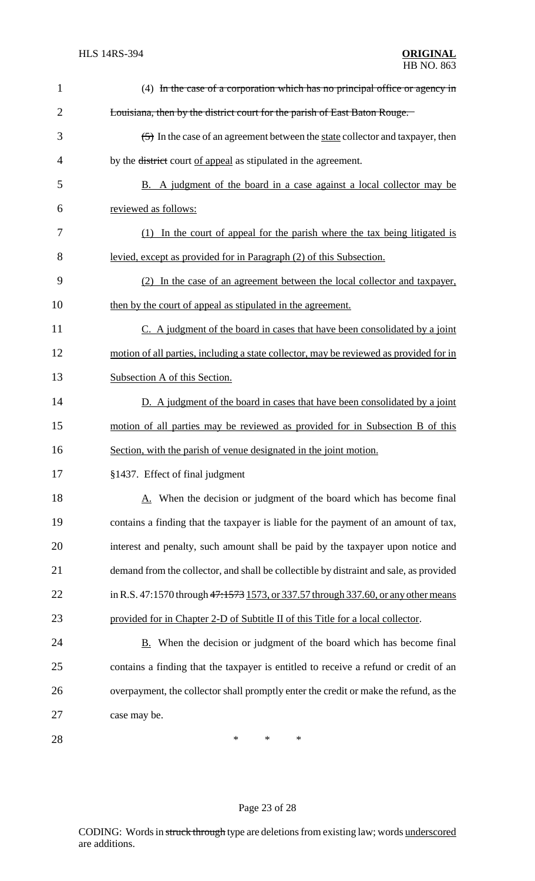(4) ~~In the case of a corporation which has no principal office or agency in Louisiana, then by the district court for the parish of East Baton Rouge.~~

~~(5)~~ In the case of an agreement between the <u>state</u> collector and taxpayer, then by the ~~district~~ court <u>of appeal</u> as stipulated in the agreement.

<u>B. A judgment of the board in a case against a local collector may be reviewed as follows:</u>

<u>(1) In the court of appeal for the parish where the tax being litigated is levied, except as provided for in Paragraph (2) of this Subsection.</u>

<u>(2) In the case of an agreement between the local collector and taxpayer, then by the court of appeal as stipulated in the agreement.</u>

<u>C. A judgment of the board in cases that have been consolidated by a joint motion of all parties, including a state collector, may be reviewed as provided for in Subsection A of this Section.</u>

<u>D. A judgment of the board in cases that have been consolidated by a joint motion of all parties may be reviewed as provided for in Subsection B of this Section, with the parish of venue designated in the joint motion.</u>

§1437. Effect of final judgment

<u>A.</u> When the decision or judgment of the board which has become final contains a finding that the taxpayer is liable for the payment of an amount of tax, interest and penalty, such amount shall be paid by the taxpayer upon notice and demand from the collector, and shall be collectible by distraint and sale, as provided in R.S. 47:1570 through ~~47:1573~~ <u>1573, or 337.57 through 337.60, or any other means provided for in Chapter 2-D of Subtitle II of this Title for a local collector</u>.

<u>B.</u> When the decision or judgment of the board which has become final contains a finding that the taxpayer is entitled to receive a refund or credit of an overpayment, the collector shall promptly enter the credit or make the refund, as the case may be.

\* \* \*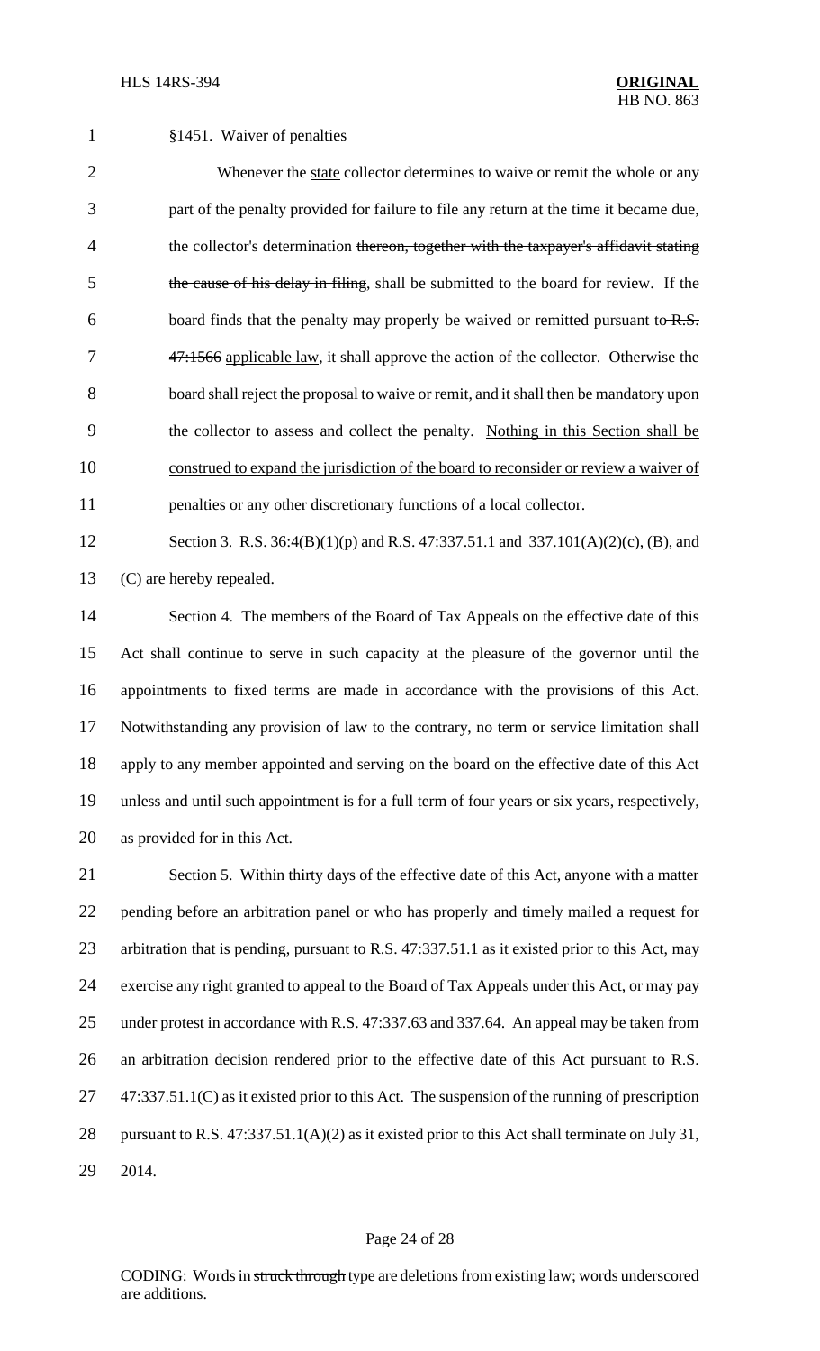§1451. Waiver of penalties

Whenever the <u>state</u> collector determines to waive or remit the whole or any part of the penalty provided for failure to file any return at the time it became due, the collector's determination ~~thereon, together with the taxpayer's affidavit stating the cause of his delay in filing~~, shall be submitted to the board for review. If the board finds that the penalty may properly be waived or remitted pursuant to ~~R.S. 47:1566~~ <u>applicable law</u>, it shall approve the action of the collector. Otherwise the board shall reject the proposal to waive or remit, and it shall then be mandatory upon the collector to assess and collect the penalty. <u>Nothing in this Section shall be construed to expand the jurisdiction of the board to reconsider or review a waiver of penalties or any other discretionary functions of a local collector.</u>

Section 3. R.S. 36:4(B)(1)(p) and R.S. 47:337.51.1 and 337.101(A)(2)(c), (B), and (C) are hereby repealed.

Section 4. The members of the Board of Tax Appeals on the effective date of this Act shall continue to serve in such capacity at the pleasure of the governor until the appointments to fixed terms are made in accordance with the provisions of this Act. Notwithstanding any provision of law to the contrary, no term or service limitation shall apply to any member appointed and serving on the board on the effective date of this Act unless and until such appointment is for a full term of four years or six years, respectively, as provided for in this Act.

Section 5. Within thirty days of the effective date of this Act, anyone with a matter pending before an arbitration panel or who has properly and timely mailed a request for arbitration that is pending, pursuant to R.S. 47:337.51.1 as it existed prior to this Act, may exercise any right granted to appeal to the Board of Tax Appeals under this Act, or may pay under protest in accordance with R.S. 47:337.63 and 337.64. An appeal may be taken from an arbitration decision rendered prior to the effective date of this Act pursuant to R.S. 47:337.51.1(C) as it existed prior to this Act. The suspension of the running of prescription pursuant to R.S. 47:337.51.1(A)(2) as it existed prior to this Act shall terminate on July 31, 2014.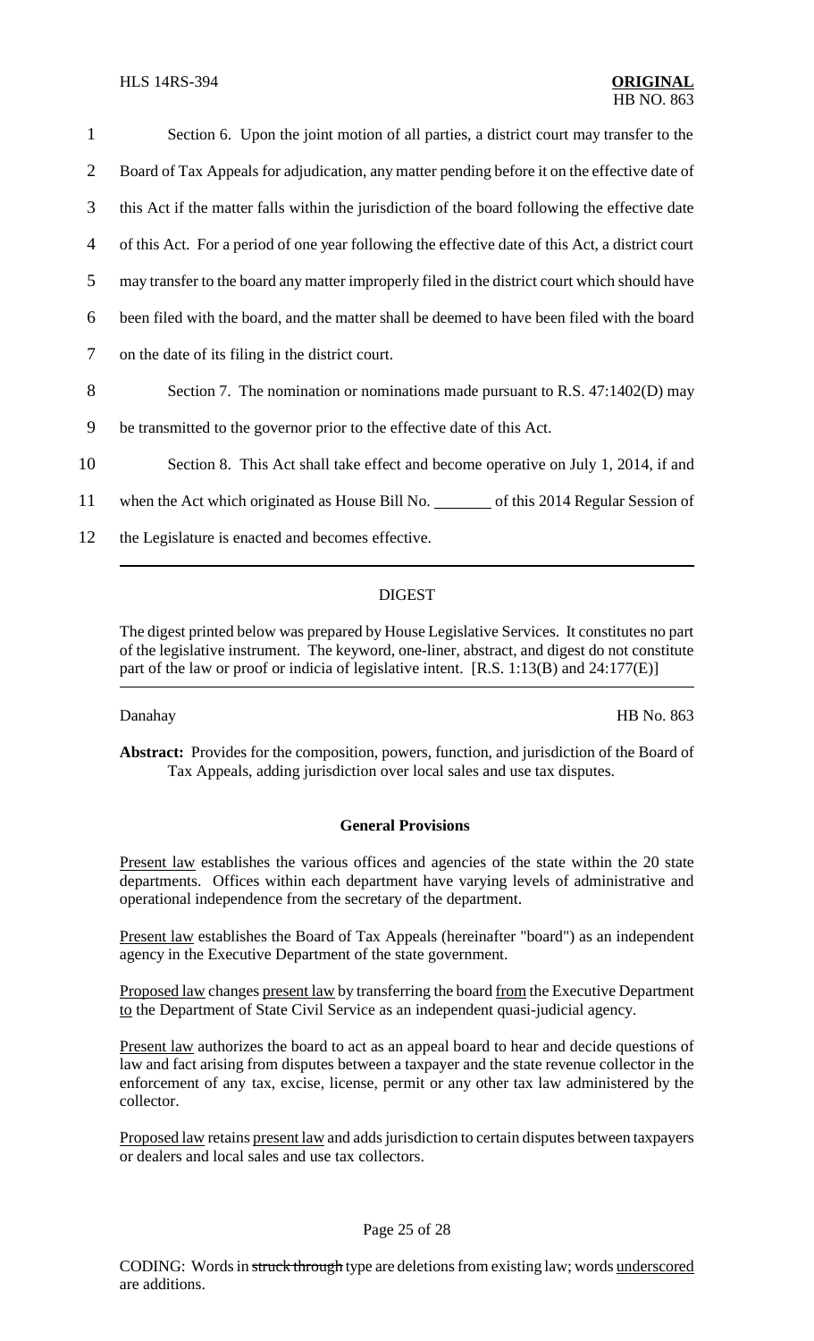Section 6. Upon the joint motion of all parties, a district court may transfer to the Board of Tax Appeals for adjudication, any matter pending before it on the effective date of this Act if the matter falls within the jurisdiction of the board following the effective date of this Act. For a period of one year following the effective date of this Act, a district court may transfer to the board any matter improperly filed in the district court which should have been filed with the board, and the matter shall be deemed to have been filed with the board on the date of its filing in the district court.

Section 7. The nomination or nominations made pursuant to R.S. 47:1402(D) may be transmitted to the governor prior to the effective date of this Act.

Section 8. This Act shall take effect and become operative on July 1, 2014, if and when the Act which originated as House Bill No. _______ of this 2014 Regular Session of the Legislature is enacted and becomes effective.

---

## DIGEST

The digest printed below was prepared by House Legislative Services. It constitutes no part of the legislative instrument. The keyword, one-liner, abstract, and digest do not constitute part of the law or proof or indicia of legislative intent. [R.S. 1:13(B) and 24:177(E)]

Danahay HB No. 863

**Abstract:** Provides for the composition, powers, function, and jurisdiction of the Board of Tax Appeals, adding jurisdiction over local sales and use tax disputes.

### General Provisions

Present law establishes the various offices and agencies of the state within the 20 state departments. Offices within each department have varying levels of administrative and operational independence from the secretary of the department.

Present law establishes the Board of Tax Appeals (hereinafter "board") as an independent agency in the Executive Department of the state government.

Proposed law changes present law by transferring the board from the Executive Department to the Department of State Civil Service as an independent quasi-judicial agency.

Present law authorizes the board to act as an appeal board to hear and decide questions of law and fact arising from disputes between a taxpayer and the state revenue collector in the enforcement of any tax, excise, license, permit or any other tax law administered by the collector.

Proposed law retains present law and adds jurisdiction to certain disputes between taxpayers or dealers and local sales and use tax collectors.

CODING: Words in ~~struck through~~ type are deletions from existing law; words underscored are additions.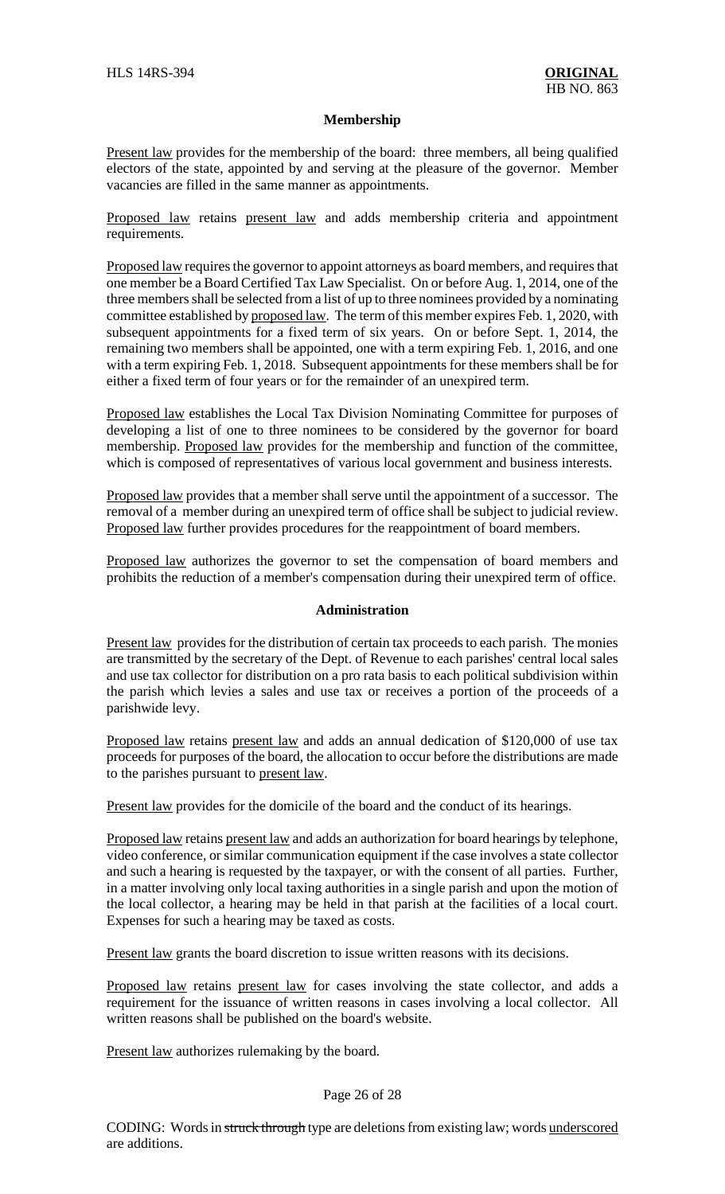### Membership

Present law provides for the membership of the board: three members, all being qualified electors of the state, appointed by and serving at the pleasure of the governor. Member vacancies are filled in the same manner as appointments.

Proposed law retains present law and adds membership criteria and appointment requirements.

Proposed law requires the governor to appoint attorneys as board members, and requires that one member be a Board Certified Tax Law Specialist. On or before Aug. 1, 2014, one of the three members shall be selected from a list of up to three nominees provided by a nominating committee established by proposed law. The term of this member expires Feb. 1, 2020, with subsequent appointments for a fixed term of six years. On or before Sept. 1, 2014, the remaining two members shall be appointed, one with a term expiring Feb. 1, 2016, and one with a term expiring Feb. 1, 2018. Subsequent appointments for these members shall be for either a fixed term of four years or for the remainder of an unexpired term.

Proposed law establishes the Local Tax Division Nominating Committee for purposes of developing a list of one to three nominees to be considered by the governor for board membership. Proposed law provides for the membership and function of the committee, which is composed of representatives of various local government and business interests.

Proposed law provides that a member shall serve until the appointment of a successor. The removal of a member during an unexpired term of office shall be subject to judicial review. Proposed law further provides procedures for the reappointment of board members.

Proposed law authorizes the governor to set the compensation of board members and prohibits the reduction of a member's compensation during their unexpired term of office.

### Administration

Present law provides for the distribution of certain tax proceeds to each parish. The monies are transmitted by the secretary of the Dept. of Revenue to each parishes' central local sales and use tax collector for distribution on a pro rata basis to each political subdivision within the parish which levies a sales and use tax or receives a portion of the proceeds of a parishwide levy.

Proposed law retains present law and adds an annual dedication of $120,000 of use tax proceeds for purposes of the board, the allocation to occur before the distributions are made to the parishes pursuant to present law.

Present law provides for the domicile of the board and the conduct of its hearings.

Proposed law retains present law and adds an authorization for board hearings by telephone, video conference, or similar communication equipment if the case involves a state collector and such a hearing is requested by the taxpayer, or with the consent of all parties. Further, in a matter involving only local taxing authorities in a single parish and upon the motion of the local collector, a hearing may be held in that parish at the facilities of a local court. Expenses for such a hearing may be taxed as costs.

Present law grants the board discretion to issue written reasons with its decisions.

Proposed law retains present law for cases involving the state collector, and adds a requirement for the issuance of written reasons in cases involving a local collector. All written reasons shall be published on the board's website.

Present law authorizes rulemaking by the board.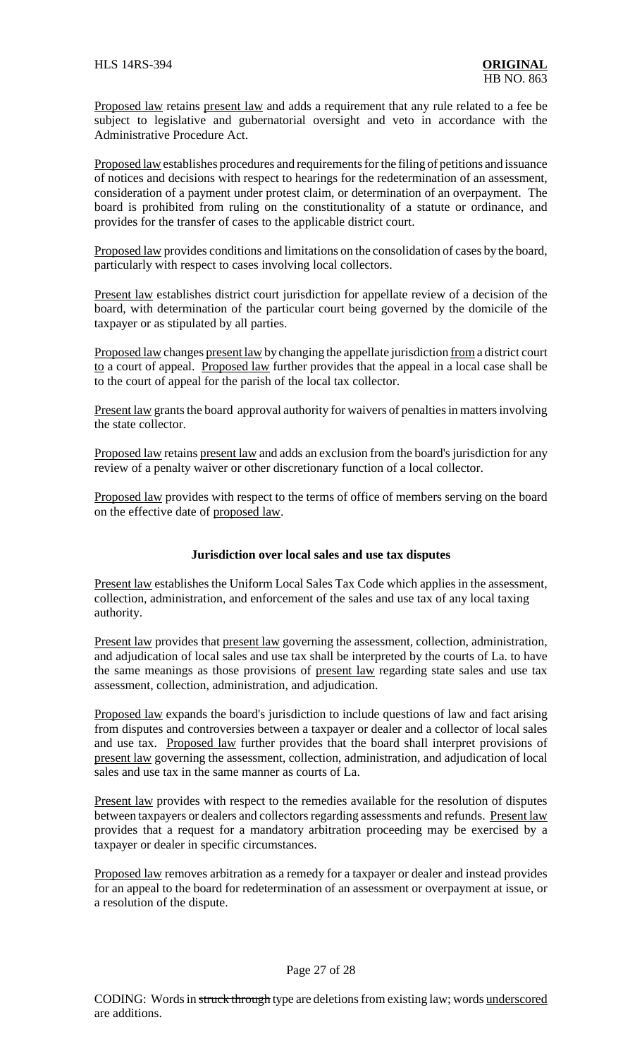Proposed law retains present law and adds a requirement that any rule related to a fee be subject to legislative and gubernatorial oversight and veto in accordance with the Administrative Procedure Act.

Proposed law establishes procedures and requirements for the filing of petitions and issuance of notices and decisions with respect to hearings for the redetermination of an assessment, consideration of a payment under protest claim, or determination of an overpayment. The board is prohibited from ruling on the constitutionality of a statute or ordinance, and provides for the transfer of cases to the applicable district court.

Proposed law provides conditions and limitations on the consolidation of cases by the board, particularly with respect to cases involving local collectors.

Present law establishes district court jurisdiction for appellate review of a decision of the board, with determination of the particular court being governed by the domicile of the taxpayer or as stipulated by all parties.

Proposed law changes present law by changing the appellate jurisdiction from a district court to a court of appeal. Proposed law further provides that the appeal in a local case shall be to the court of appeal for the parish of the local tax collector.

Present law grants the board approval authority for waivers of penalties in matters involving the state collector.

Proposed law retains present law and adds an exclusion from the board's jurisdiction for any review of a penalty waiver or other discretionary function of a local collector.

Proposed law provides with respect to the terms of office of members serving on the board on the effective date of proposed law.

**Jurisdiction over local sales and use tax disputes**

Present law establishes the Uniform Local Sales Tax Code which applies in the assessment, collection, administration, and enforcement of the sales and use tax of any local taxing authority.

Present law provides that present law governing the assessment, collection, administration, and adjudication of local sales and use tax shall be interpreted by the courts of La. to have the same meanings as those provisions of present law regarding state sales and use tax assessment, collection, administration, and adjudication.

Proposed law expands the board's jurisdiction to include questions of law and fact arising from disputes and controversies between a taxpayer or dealer and a collector of local sales and use tax. Proposed law further provides that the board shall interpret provisions of present law governing the assessment, collection, administration, and adjudication of local sales and use tax in the same manner as courts of La.

Present law provides with respect to the remedies available for the resolution of disputes between taxpayers or dealers and collectors regarding assessments and refunds. Present law provides that a request for a mandatory arbitration proceeding may be exercised by a taxpayer or dealer in specific circumstances.

Proposed law removes arbitration as a remedy for a taxpayer or dealer and instead provides for an appeal to the board for redetermination of an assessment or overpayment at issue, or a resolution of the dispute.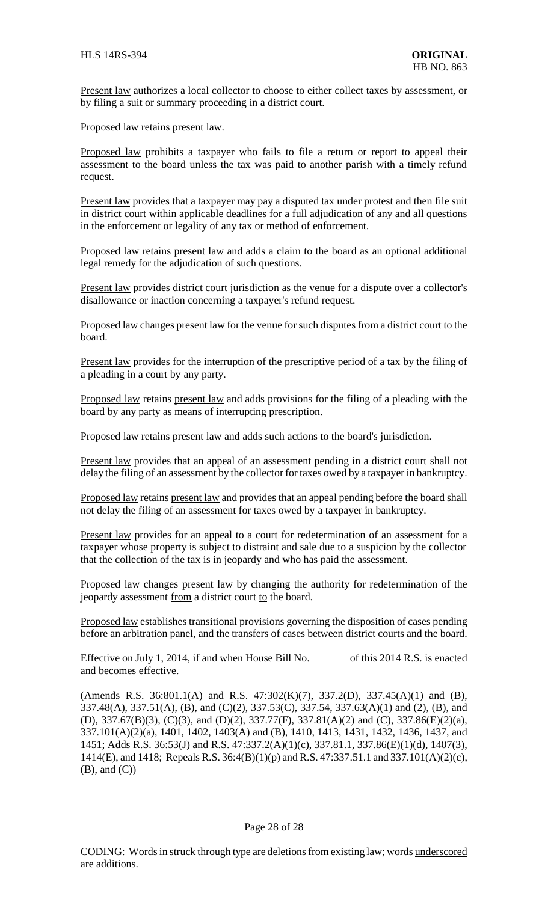Present law authorizes a local collector to choose to either collect taxes by assessment, or by filing a suit or summary proceeding in a district court.

Proposed law retains present law.

Proposed law prohibits a taxpayer who fails to file a return or report to appeal their assessment to the board unless the tax was paid to another parish with a timely refund request.

Present law provides that a taxpayer may pay a disputed tax under protest and then file suit in district court within applicable deadlines for a full adjudication of any and all questions in the enforcement or legality of any tax or method of enforcement.

Proposed law retains present law and adds a claim to the board as an optional additional legal remedy for the adjudication of such questions.

Present law provides district court jurisdiction as the venue for a dispute over a collector's disallowance or inaction concerning a taxpayer's refund request.

Proposed law changes present law for the venue for such disputes from a district court to the board.

Present law provides for the interruption of the prescriptive period of a tax by the filing of a pleading in a court by any party.

Proposed law retains present law and adds provisions for the filing of a pleading with the board by any party as means of interrupting prescription.

Proposed law retains present law and adds such actions to the board's jurisdiction.

Present law provides that an appeal of an assessment pending in a district court shall not delay the filing of an assessment by the collector for taxes owed by a taxpayer in bankruptcy.

Proposed law retains present law and provides that an appeal pending before the board shall not delay the filing of an assessment for taxes owed by a taxpayer in bankruptcy.

Present law provides for an appeal to a court for redetermination of an assessment for a taxpayer whose property is subject to distraint and sale due to a suspicion by the collector that the collection of the tax is in jeopardy and who has paid the assessment.

Proposed law changes present law by changing the authority for redetermination of the jeopardy assessment from a district court to the board.

Proposed law establishes transitional provisions governing the disposition of cases pending before an arbitration panel, and the transfers of cases between district courts and the board.

Effective on July 1, 2014, if and when House Bill No. _______ of this 2014 R.S. is enacted and becomes effective.

(Amends R.S. 36:801.1(A) and R.S. 47:302(K)(7), 337.2(D), 337.45(A)(1) and (B), 337.48(A), 337.51(A), (B), and (C)(2), 337.53(C), 337.54, 337.63(A)(1) and (2), (B), and (D), 337.67(B)(3), (C)(3), and (D)(2), 337.77(F), 337.81(A)(2) and (C), 337.86(E)(2)(a), 337.101(A)(2)(a), 1401, 1402, 1403(A) and (B), 1410, 1413, 1431, 1432, 1436, 1437, and 1451; Adds R.S. 36:53(J) and R.S. 47:337.2(A)(1)(c), 337.81.1, 337.86(E)(1)(d), 1407(3), 1414(E), and 1418; Repeals R.S. 36:4(B)(1)(p) and R.S. 47:337.51.1 and 337.101(A)(2)(c), (B), and (C))